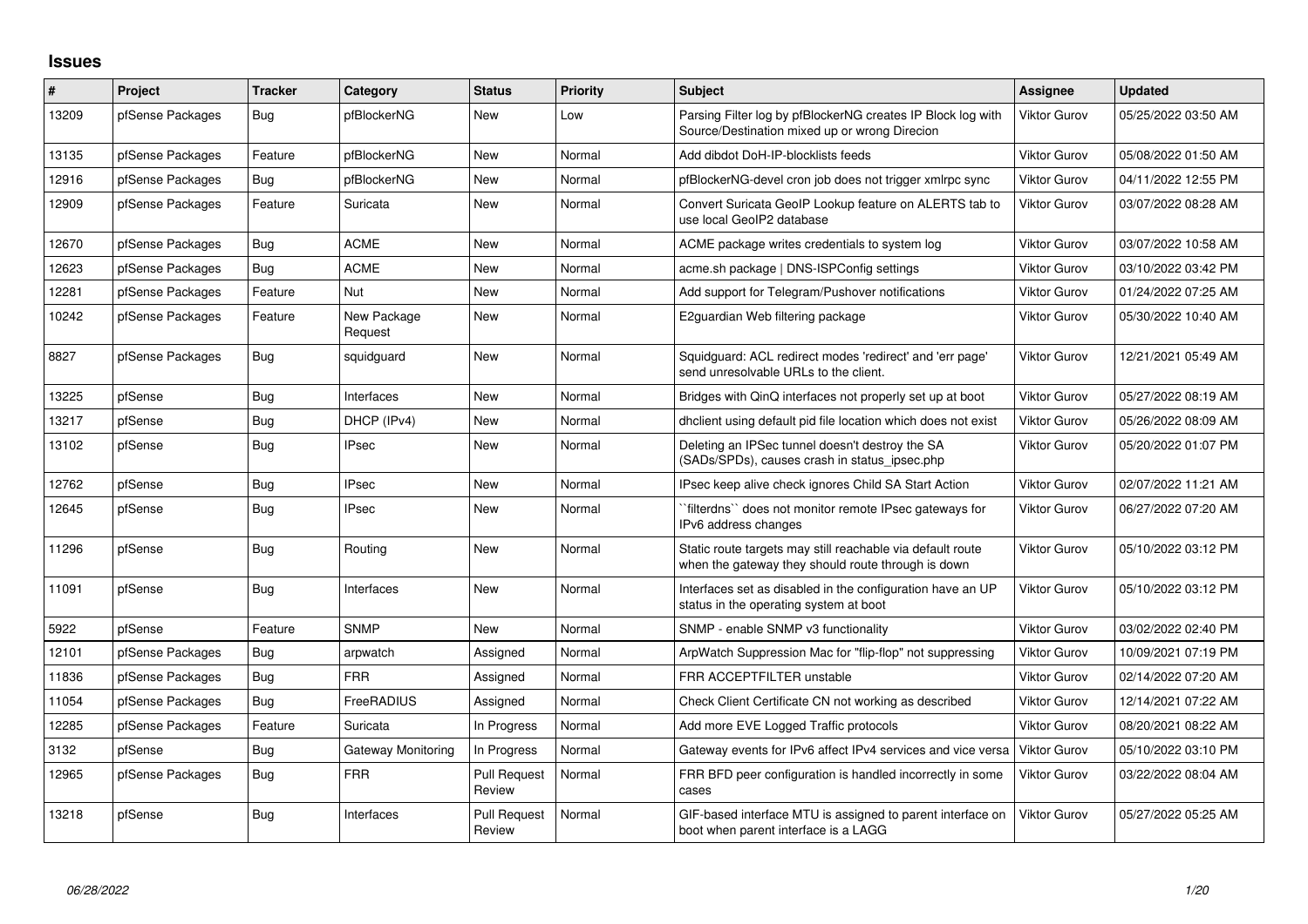## Issues

| # | Project | Tracker | Category | Status | Priority | Subject | Assignee | Updated |
|---|---|---|---|---|---|---|---|---|
| 13209 | pfSense Packages | Bug | pfBlockerNG | New | Low | Parsing Filter log by pfBlockerNG creates IP Block log with Source/Destination mixed up or wrong Direcion | Viktor Gurov | 05/25/2022 03:50 AM |
| 13135 | pfSense Packages | Feature | pfBlockerNG | New | Normal | Add dibdot DoH-IP-blocklists feeds | Viktor Gurov | 05/08/2022 01:50 AM |
| 12916 | pfSense Packages | Bug | pfBlockerNG | New | Normal | pfBlockerNG-devel cron job does not trigger xmlrpc sync | Viktor Gurov | 04/11/2022 12:55 PM |
| 12909 | pfSense Packages | Feature | Suricata | New | Normal | Convert Suricata GeoIP Lookup feature on ALERTS tab to use local GeoIP2 database | Viktor Gurov | 03/07/2022 08:28 AM |
| 12670 | pfSense Packages | Bug | ACME | New | Normal | ACME package writes credentials to system log | Viktor Gurov | 03/07/2022 10:58 AM |
| 12623 | pfSense Packages | Bug | ACME | New | Normal | acme.sh package \| DNS-ISPConfig settings | Viktor Gurov | 03/10/2022 03:42 PM |
| 12281 | pfSense Packages | Feature | Nut | New | Normal | Add support for Telegram/Pushover notifications | Viktor Gurov | 01/24/2022 07:25 AM |
| 10242 | pfSense Packages | Feature | New Package Request | New | Normal | E2guardian Web filtering package | Viktor Gurov | 05/30/2022 10:40 AM |
| 8827 | pfSense Packages | Bug | squidguard | New | Normal | Squidguard: ACL redirect modes 'redirect' and 'err page' send unresolvable URLs to the client. | Viktor Gurov | 12/21/2021 05:49 AM |
| 13225 | pfSense | Bug | Interfaces | New | Normal | Bridges with QinQ interfaces not properly set up at boot | Viktor Gurov | 05/27/2022 08:19 AM |
| 13217 | pfSense | Bug | DHCP (IPv4) | New | Normal | dhclient using default pid file location which does not exist | Viktor Gurov | 05/26/2022 08:09 AM |
| 13102 | pfSense | Bug | IPsec | New | Normal | Deleting an IPSec tunnel doesn't destroy the SA (SADs/SPDs), causes crash in status_ipsec.php | Viktor Gurov | 05/20/2022 01:07 PM |
| 12762 | pfSense | Bug | IPsec | New | Normal | IPsec keep alive check ignores Child SA Start Action | Viktor Gurov | 02/07/2022 11:21 AM |
| 12645 | pfSense | Bug | IPsec | New | Normal | ``filterdns`` does not monitor remote IPsec gateways for IPv6 address changes | Viktor Gurov | 06/27/2022 07:20 AM |
| 11296 | pfSense | Bug | Routing | New | Normal | Static route targets may still reachable via default route when the gateway they should route through is down | Viktor Gurov | 05/10/2022 03:12 PM |
| 11091 | pfSense | Bug | Interfaces | New | Normal | Interfaces set as disabled in the configuration have an UP status in the operating system at boot | Viktor Gurov | 05/10/2022 03:12 PM |
| 5922 | pfSense | Feature | SNMP | New | Normal | SNMP - enable SNMP v3 functionality | Viktor Gurov | 03/02/2022 02:40 PM |
| 12101 | pfSense Packages | Bug | arpwatch | Assigned | Normal | ArpWatch Suppression Mac for "flip-flop" not suppressing | Viktor Gurov | 10/09/2021 07:19 PM |
| 11836 | pfSense Packages | Bug | FRR | Assigned | Normal | FRR ACCEPTFILTER unstable | Viktor Gurov | 02/14/2022 07:20 AM |
| 11054 | pfSense Packages | Bug | FreeRADIUS | Assigned | Normal | Check Client Certificate CN not working as described | Viktor Gurov | 12/14/2021 07:22 AM |
| 12285 | pfSense Packages | Feature | Suricata | In Progress | Normal | Add more EVE Logged Traffic protocols | Viktor Gurov | 08/20/2021 08:22 AM |
| 3132 | pfSense | Bug | Gateway Monitoring | In Progress | Normal | Gateway events for IPv6 affect IPv4 services and vice versa | Viktor Gurov | 05/10/2022 03:10 PM |
| 12965 | pfSense Packages | Bug | FRR | Pull Request Review | Normal | FRR BFD peer configuration is handled incorrectly in some cases | Viktor Gurov | 03/22/2022 08:04 AM |
| 13218 | pfSense | Bug | Interfaces | Pull Request Review | Normal | GIF-based interface MTU is assigned to parent interface on boot when parent interface is a LAGG | Viktor Gurov | 05/27/2022 05:25 AM |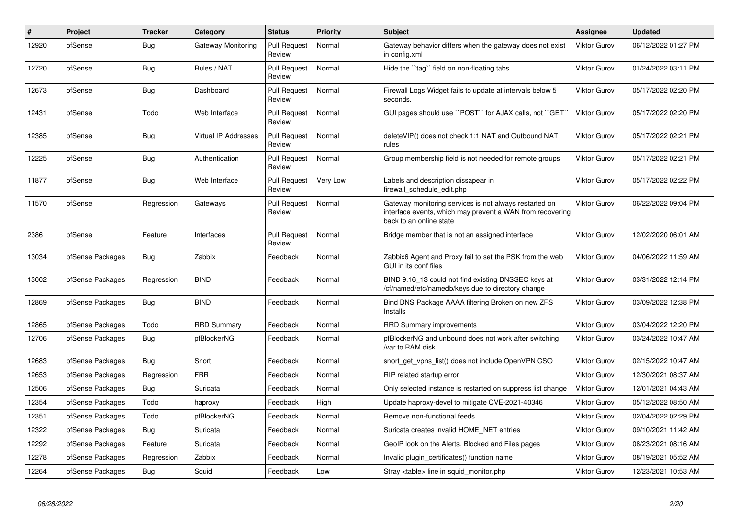| # | Project | Tracker | Category | Status | Priority | Subject | Assignee | Updated |
|---|---|---|---|---|---|---|---|---|
| 12920 | pfSense | Bug | Gateway Monitoring | Pull Request Review | Normal | Gateway behavior differs when the gateway does not exist in config.xml | Viktor Gurov | 06/12/2022 01:27 PM |
| 12720 | pfSense | Bug | Rules / NAT | Pull Request Review | Normal | Hide the ``tag`` field on non-floating tabs | Viktor Gurov | 01/24/2022 03:11 PM |
| 12673 | pfSense | Bug | Dashboard | Pull Request Review | Normal | Firewall Logs Widget fails to update at intervals below 5 seconds. | Viktor Gurov | 05/17/2022 02:20 PM |
| 12431 | pfSense | Todo | Web Interface | Pull Request Review | Normal | GUI pages should use ``POST`` for AJAX calls, not ``GET`` | Viktor Gurov | 05/17/2022 02:20 PM |
| 12385 | pfSense | Bug | Virtual IP Addresses | Pull Request Review | Normal | deleteVIP() does not check 1:1 NAT and Outbound NAT rules | Viktor Gurov | 05/17/2022 02:21 PM |
| 12225 | pfSense | Bug | Authentication | Pull Request Review | Normal | Group membership field is not needed for remote groups | Viktor Gurov | 05/17/2022 02:21 PM |
| 11877 | pfSense | Bug | Web Interface | Pull Request Review | Very Low | Labels and description dissapear in firewall_schedule_edit.php | Viktor Gurov | 05/17/2022 02:22 PM |
| 11570 | pfSense | Regression | Gateways | Pull Request Review | Normal | Gateway monitoring services is not always restarted on interface events, which may prevent a WAN from recovering back to an online state | Viktor Gurov | 06/22/2022 09:04 PM |
| 2386 | pfSense | Feature | Interfaces | Pull Request Review | Normal | Bridge member that is not an assigned interface | Viktor Gurov | 12/02/2020 06:01 AM |
| 13034 | pfSense Packages | Bug | Zabbix | Feedback | Normal | Zabbix6 Agent and Proxy fail to set the PSK from the web GUI in its conf files | Viktor Gurov | 04/06/2022 11:59 AM |
| 13002 | pfSense Packages | Regression | BIND | Feedback | Normal | BIND 9.16_13 could not find existing DNSSEC keys at /cf/named/etc/namedb/keys due to directory change | Viktor Gurov | 03/31/2022 12:14 PM |
| 12869 | pfSense Packages | Bug | BIND | Feedback | Normal | Bind DNS Package AAAA filtering Broken on new ZFS Installs | Viktor Gurov | 03/09/2022 12:38 PM |
| 12865 | pfSense Packages | Todo | RRD Summary | Feedback | Normal | RRD Summary improvements | Viktor Gurov | 03/04/2022 12:20 PM |
| 12706 | pfSense Packages | Bug | pfBlockerNG | Feedback | Normal | pfBlockerNG and unbound does not work after switching /var to RAM disk | Viktor Gurov | 03/24/2022 10:47 AM |
| 12683 | pfSense Packages | Bug | Snort | Feedback | Normal | snort_get_vpns_list() does not include OpenVPN CSO | Viktor Gurov | 02/15/2022 10:47 AM |
| 12653 | pfSense Packages | Regression | FRR | Feedback | Normal | RIP related startup error | Viktor Gurov | 12/30/2021 08:37 AM |
| 12506 | pfSense Packages | Bug | Suricata | Feedback | Normal | Only selected instance is restarted on suppress list change | Viktor Gurov | 12/01/2021 04:43 AM |
| 12354 | pfSense Packages | Todo | haproxy | Feedback | High | Update haproxy-devel to mitigate CVE-2021-40346 | Viktor Gurov | 05/12/2022 08:50 AM |
| 12351 | pfSense Packages | Todo | pfBlockerNG | Feedback | Normal | Remove non-functional feeds | Viktor Gurov | 02/04/2022 02:29 PM |
| 12322 | pfSense Packages | Bug | Suricata | Feedback | Normal | Suricata creates invalid HOME_NET entries | Viktor Gurov | 09/10/2021 11:42 AM |
| 12292 | pfSense Packages | Feature | Suricata | Feedback | Normal | GeoIP look on the Alerts, Blocked and Files pages | Viktor Gurov | 08/23/2021 08:16 AM |
| 12278 | pfSense Packages | Regression | Zabbix | Feedback | Normal | Invalid plugin_certificates() function name | Viktor Gurov | 08/19/2021 05:52 AM |
| 12264 | pfSense Packages | Bug | Squid | Feedback | Low | Stray <table> line in squid_monitor.php | Viktor Gurov | 12/23/2021 10:53 AM |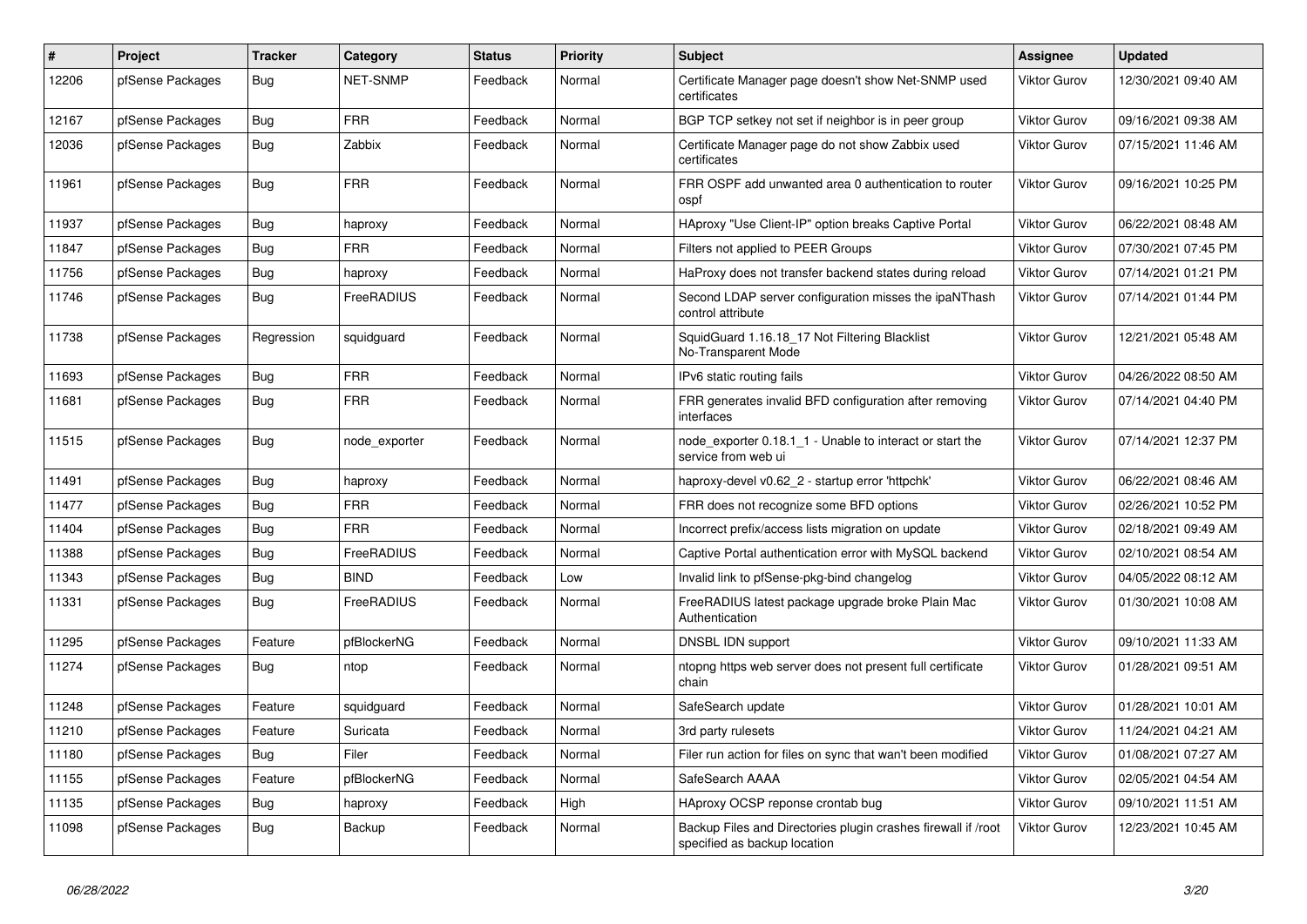| # | Project | Tracker | Category | Status | Priority | Subject | Assignee | Updated |
|---|---|---|---|---|---|---|---|---|
| 12206 | pfSense Packages | Bug | NET-SNMP | Feedback | Normal | Certificate Manager page doesn't show Net-SNMP used certificates | Viktor Gurov | 12/30/2021 09:40 AM |
| 12167 | pfSense Packages | Bug | FRR | Feedback | Normal | BGP TCP setkey not set if neighbor is in peer group | Viktor Gurov | 09/16/2021 09:38 AM |
| 12036 | pfSense Packages | Bug | Zabbix | Feedback | Normal | Certificate Manager page do not show Zabbix used certificates | Viktor Gurov | 07/15/2021 11:46 AM |
| 11961 | pfSense Packages | Bug | FRR | Feedback | Normal | FRR OSPF add unwanted area 0 authentication to router ospf | Viktor Gurov | 09/16/2021 10:25 PM |
| 11937 | pfSense Packages | Bug | haproxy | Feedback | Normal | HAproxy "Use Client-IP" option breaks Captive Portal | Viktor Gurov | 06/22/2021 08:48 AM |
| 11847 | pfSense Packages | Bug | FRR | Feedback | Normal | Filters not applied to PEER Groups | Viktor Gurov | 07/30/2021 07:45 PM |
| 11756 | pfSense Packages | Bug | haproxy | Feedback | Normal | HaProxy does not transfer backend states during reload | Viktor Gurov | 07/14/2021 01:21 PM |
| 11746 | pfSense Packages | Bug | FreeRADIUS | Feedback | Normal | Second LDAP server configuration misses the ipaNThash control attribute | Viktor Gurov | 07/14/2021 01:44 PM |
| 11738 | pfSense Packages | Regression | squidguard | Feedback | Normal | SquidGuard 1.16.18_17 Not Filtering Blacklist No-Transparent Mode | Viktor Gurov | 12/21/2021 05:48 AM |
| 11693 | pfSense Packages | Bug | FRR | Feedback | Normal | IPv6 static routing fails | Viktor Gurov | 04/26/2022 08:50 AM |
| 11681 | pfSense Packages | Bug | FRR | Feedback | Normal | FRR generates invalid BFD configuration after removing interfaces | Viktor Gurov | 07/14/2021 04:40 PM |
| 11515 | pfSense Packages | Bug | node_exporter | Feedback | Normal | node_exporter 0.18.1_1 - Unable to interact or start the service from web ui | Viktor Gurov | 07/14/2021 12:37 PM |
| 11491 | pfSense Packages | Bug | haproxy | Feedback | Normal | haproxy-devel v0.62_2 - startup error 'httpchk' | Viktor Gurov | 06/22/2021 08:46 AM |
| 11477 | pfSense Packages | Bug | FRR | Feedback | Normal | FRR does not recognize some BFD options | Viktor Gurov | 02/26/2021 10:52 PM |
| 11404 | pfSense Packages | Bug | FRR | Feedback | Normal | Incorrect prefix/access lists migration on update | Viktor Gurov | 02/18/2021 09:49 AM |
| 11388 | pfSense Packages | Bug | FreeRADIUS | Feedback | Normal | Captive Portal authentication error with MySQL backend | Viktor Gurov | 02/10/2021 08:54 AM |
| 11343 | pfSense Packages | Bug | BIND | Feedback | Low | Invalid link to pfSense-pkg-bind changelog | Viktor Gurov | 04/05/2022 08:12 AM |
| 11331 | pfSense Packages | Bug | FreeRADIUS | Feedback | Normal | FreeRADIUS latest package upgrade broke Plain Mac Authentication | Viktor Gurov | 01/30/2021 10:08 AM |
| 11295 | pfSense Packages | Feature | pfBlockerNG | Feedback | Normal | DNSBL IDN support | Viktor Gurov | 09/10/2021 11:33 AM |
| 11274 | pfSense Packages | Bug | ntop | Feedback | Normal | ntopng https web server does not present full certificate chain | Viktor Gurov | 01/28/2021 09:51 AM |
| 11248 | pfSense Packages | Feature | squidguard | Feedback | Normal | SafeSearch update | Viktor Gurov | 01/28/2021 10:01 AM |
| 11210 | pfSense Packages | Feature | Suricata | Feedback | Normal | 3rd party rulesets | Viktor Gurov | 11/24/2021 04:21 AM |
| 11180 | pfSense Packages | Bug | Filer | Feedback | Normal | Filer run action for files on sync that wan't been modified | Viktor Gurov | 01/08/2021 07:27 AM |
| 11155 | pfSense Packages | Feature | pfBlockerNG | Feedback | Normal | SafeSearch AAAA | Viktor Gurov | 02/05/2021 04:54 AM |
| 11135 | pfSense Packages | Bug | haproxy | Feedback | High | HAproxy OCSP reponse crontab bug | Viktor Gurov | 09/10/2021 11:51 AM |
| 11098 | pfSense Packages | Bug | Backup | Feedback | Normal | Backup Files and Directories plugin crashes firewall if /root specified as backup location | Viktor Gurov | 12/23/2021 10:45 AM |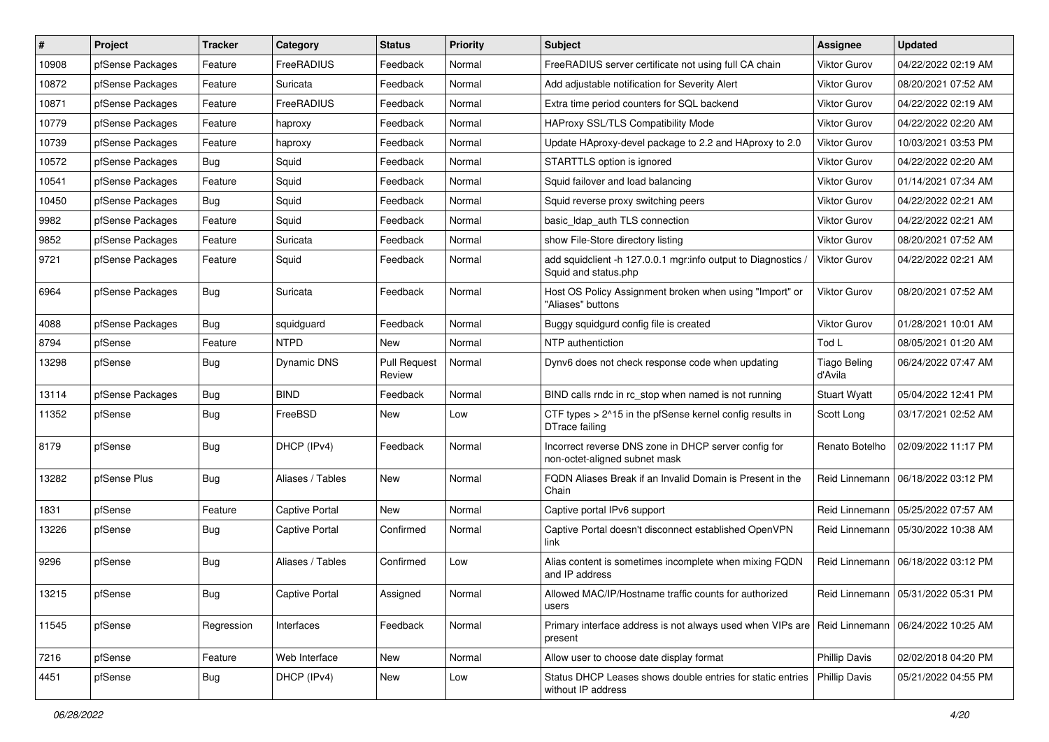| # | Project | Tracker | Category | Status | Priority | Subject | Assignee | Updated |
|---|---|---|---|---|---|---|---|---|
| 10908 | pfSense Packages | Feature | FreeRADIUS | Feedback | Normal | FreeRADIUS server certificate not using full CA chain | Viktor Gurov | 04/22/2022 02:19 AM |
| 10872 | pfSense Packages | Feature | Suricata | Feedback | Normal | Add adjustable notification for Severity Alert | Viktor Gurov | 08/20/2021 07:52 AM |
| 10871 | pfSense Packages | Feature | FreeRADIUS | Feedback | Normal | Extra time period counters for SQL backend | Viktor Gurov | 04/22/2022 02:19 AM |
| 10779 | pfSense Packages | Feature | haproxy | Feedback | Normal | HAProxy SSL/TLS Compatibility Mode | Viktor Gurov | 04/22/2022 02:20 AM |
| 10739 | pfSense Packages | Feature | haproxy | Feedback | Normal | Update HAproxy-devel package to 2.2 and HAproxy to 2.0 | Viktor Gurov | 10/03/2021 03:53 PM |
| 10572 | pfSense Packages | Bug | Squid | Feedback | Normal | STARTTLS option is ignored | Viktor Gurov | 04/22/2022 02:20 AM |
| 10541 | pfSense Packages | Feature | Squid | Feedback | Normal | Squid failover and load balancing | Viktor Gurov | 01/14/2021 07:34 AM |
| 10450 | pfSense Packages | Bug | Squid | Feedback | Normal | Squid reverse proxy switching peers | Viktor Gurov | 04/22/2022 02:21 AM |
| 9982 | pfSense Packages | Feature | Squid | Feedback | Normal | basic_ldap_auth TLS connection | Viktor Gurov | 04/22/2022 02:21 AM |
| 9852 | pfSense Packages | Feature | Suricata | Feedback | Normal | show File-Store directory listing | Viktor Gurov | 08/20/2021 07:52 AM |
| 9721 | pfSense Packages | Feature | Squid | Feedback | Normal | add squidclient -h 127.0.0.1 mgr:info output to Diagnostics / Squid and status.php | Viktor Gurov | 04/22/2022 02:21 AM |
| 6964 | pfSense Packages | Bug | Suricata | Feedback | Normal | Host OS Policy Assignment broken when using "Import" or "Aliases" buttons | Viktor Gurov | 08/20/2021 07:52 AM |
| 4088 | pfSense Packages | Bug | squidguard | Feedback | Normal | Buggy squidgurd config file is created | Viktor Gurov | 01/28/2021 10:01 AM |
| 8794 | pfSense | Feature | NTPD | New | Normal | NTP authentiction | Tod L | 08/05/2021 01:20 AM |
| 13298 | pfSense | Bug | Dynamic DNS | Pull Request Review | Normal | Dynv6 does not check response code when updating | Tiago Beling d'Avila | 06/24/2022 07:47 AM |
| 13114 | pfSense Packages | Bug | BIND | Feedback | Normal | BIND calls rndc in rc_stop when named is not running | Stuart Wyatt | 05/04/2022 12:41 PM |
| 11352 | pfSense | Bug | FreeBSD | New | Low | CTF types > 2^15 in the pfSense kernel config results in DTrace failing | Scott Long | 03/17/2021 02:52 AM |
| 8179 | pfSense | Bug | DHCP (IPv4) | Feedback | Normal | Incorrect reverse DNS zone in DHCP server config for non-octet-aligned subnet mask | Renato Botelho | 02/09/2022 11:17 PM |
| 13282 | pfSense Plus | Bug | Aliases / Tables | New | Normal | FQDN Aliases Break if an Invalid Domain is Present in the Chain | Reid Linnemann | 06/18/2022 03:12 PM |
| 1831 | pfSense | Feature | Captive Portal | New | Normal | Captive portal IPv6 support | Reid Linnemann | 05/25/2022 07:57 AM |
| 13226 | pfSense | Bug | Captive Portal | Confirmed | Normal | Captive Portal doesn't disconnect established OpenVPN link | Reid Linnemann | 05/30/2022 10:38 AM |
| 9296 | pfSense | Bug | Aliases / Tables | Confirmed | Low | Alias content is sometimes incomplete when mixing FQDN and IP address | Reid Linnemann | 06/18/2022 03:12 PM |
| 13215 | pfSense | Bug | Captive Portal | Assigned | Normal | Allowed MAC/IP/Hostname traffic counts for authorized users | Reid Linnemann | 05/31/2022 05:31 PM |
| 11545 | pfSense | Regression | Interfaces | Feedback | Normal | Primary interface address is not always used when VIPs are present | Reid Linnemann | 06/24/2022 10:25 AM |
| 7216 | pfSense | Feature | Web Interface | New | Normal | Allow user to choose date display format | Phillip Davis | 02/02/2018 04:20 PM |
| 4451 | pfSense | Bug | DHCP (IPv4) | New | Low | Status DHCP Leases shows double entries for static entries without IP address | Phillip Davis | 05/21/2022 04:55 PM |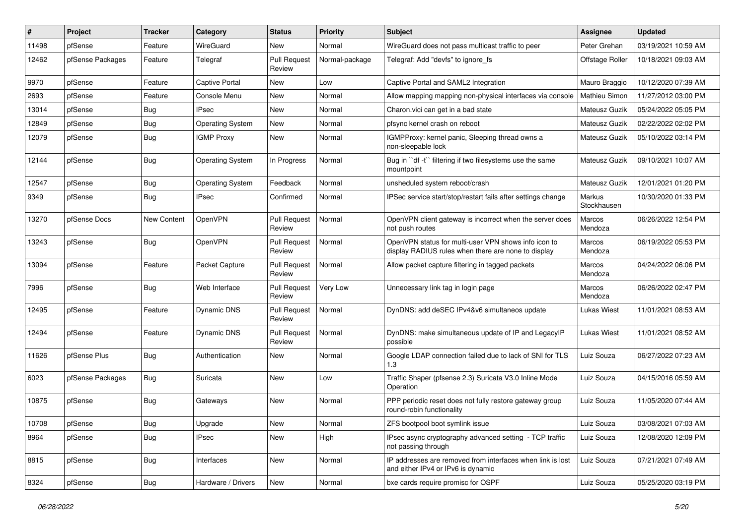| # | Project | Tracker | Category | Status | Priority | Subject | Assignee | Updated |
|---|---|---|---|---|---|---|---|---|
| 11498 | pfSense | Feature | WireGuard | New | Normal | WireGuard does not pass multicast traffic to peer | Peter Grehan | 03/19/2021 10:59 AM |
| 12462 | pfSense Packages | Feature | Telegraf | Pull Request Review | Normal-package | Telegraf: Add "devfs" to ignore_fs | Offstage Roller | 10/18/2021 09:03 AM |
| 9970 | pfSense | Feature | Captive Portal | New | Low | Captive Portal and SAML2 Integration | Mauro Braggio | 10/12/2020 07:39 AM |
| 2693 | pfSense | Feature | Console Menu | New | Normal | Allow mapping mapping non-physical interfaces via console | Mathieu Simon | 11/27/2012 03:00 PM |
| 13014 | pfSense | Bug | IPsec | New | Normal | Charon.vici can get in a bad state | Mateusz Guzik | 05/24/2022 05:05 PM |
| 12849 | pfSense | Bug | Operating System | New | Normal | pfsync kernel crash on reboot | Mateusz Guzik | 02/22/2022 02:02 PM |
| 12079 | pfSense | Bug | IGMP Proxy | New | Normal | IGMPProxy: kernel panic, Sleeping thread owns a non-sleepable lock | Mateusz Guzik | 05/10/2022 03:14 PM |
| 12144 | pfSense | Bug | Operating System | In Progress | Normal | Bug in ``df -t`` filtering if two filesystems use the same mountpoint | Mateusz Guzik | 09/10/2021 10:07 AM |
| 12547 | pfSense | Bug | Operating System | Feedback | Normal | unsheduled system reboot/crash | Mateusz Guzik | 12/01/2021 01:20 PM |
| 9349 | pfSense | Bug | IPsec | Confirmed | Normal | IPSec service start/stop/restart fails after settings change | Markus Stockhausen | 10/30/2020 01:33 PM |
| 13270 | pfSense Docs | New Content | OpenVPN | Pull Request Review | Normal | OpenVPN client gateway is incorrect when the server does not push routes | Marcos Mendoza | 06/26/2022 12:54 PM |
| 13243 | pfSense | Bug | OpenVPN | Pull Request Review | Normal | OpenVPN status for multi-user VPN shows info icon to display RADIUS rules when there are none to display | Marcos Mendoza | 06/19/2022 05:53 PM |
| 13094 | pfSense | Feature | Packet Capture | Pull Request Review | Normal | Allow packet capture filtering in tagged packets | Marcos Mendoza | 04/24/2022 06:06 PM |
| 7996 | pfSense | Bug | Web Interface | Pull Request Review | Very Low | Unnecessary link tag in login page | Marcos Mendoza | 06/26/2022 02:47 PM |
| 12495 | pfSense | Feature | Dynamic DNS | Pull Request Review | Normal | DynDNS: add deSEC IPv4&v6 simultaneos update | Lukas Wiest | 11/01/2021 08:53 AM |
| 12494 | pfSense | Feature | Dynamic DNS | Pull Request Review | Normal | DynDNS: make simultaneous update of IP and LegacyIP possible | Lukas Wiest | 11/01/2021 08:52 AM |
| 11626 | pfSense Plus | Bug | Authentication | New | Normal | Google LDAP connection failed due to lack of SNI for TLS 1.3 | Luiz Souza | 06/27/2022 07:23 AM |
| 6023 | pfSense Packages | Bug | Suricata | New | Low | Traffic Shaper (pfsense 2.3) Suricata V3.0 Inline Mode Operation | Luiz Souza | 04/15/2016 05:59 AM |
| 10875 | pfSense | Bug | Gateways | New | Normal | PPP periodic reset does not fully restore gateway group round-robin functionality | Luiz Souza | 11/05/2020 07:44 AM |
| 10708 | pfSense | Bug | Upgrade | New | Normal | ZFS bootpool boot symlink issue | Luiz Souza | 03/08/2021 07:03 AM |
| 8964 | pfSense | Bug | IPsec | New | High | IPsec async cryptography advanced setting - TCP traffic not passing through | Luiz Souza | 12/08/2020 12:09 PM |
| 8815 | pfSense | Bug | Interfaces | New | Normal | IP addresses are removed from interfaces when link is lost and either IPv4 or IPv6 is dynamic | Luiz Souza | 07/21/2021 07:49 AM |
| 8324 | pfSense | Bug | Hardware / Drivers | New | Normal | bxe cards require promisc for OSPF | Luiz Souza | 05/25/2020 03:19 PM |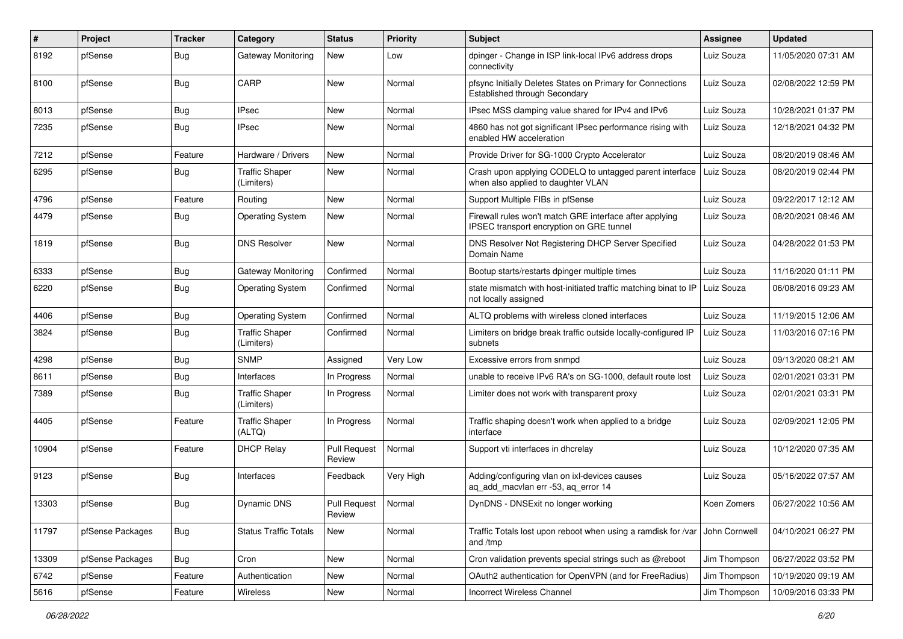| # | Project | Tracker | Category | Status | Priority | Subject | Assignee | Updated |
|---|---|---|---|---|---|---|---|---|
| 8192 | pfSense | Bug | Gateway Monitoring | New | Low | dpinger - Change in ISP link-local IPv6 address drops connectivity | Luiz Souza | 11/05/2020 07:31 AM |
| 8100 | pfSense | Bug | CARP | New | Normal | pfsync Initially Deletes States on Primary for Connections Established through Secondary | Luiz Souza | 02/08/2022 12:59 PM |
| 8013 | pfSense | Bug | IPsec | New | Normal | IPsec MSS clamping value shared for IPv4 and IPv6 | Luiz Souza | 10/28/2021 01:37 PM |
| 7235 | pfSense | Bug | IPsec | New | Normal | 4860 has not got significant IPsec performance rising with enabled HW acceleration | Luiz Souza | 12/18/2021 04:32 PM |
| 7212 | pfSense | Feature | Hardware / Drivers | New | Normal | Provide Driver for SG-1000 Crypto Accelerator | Luiz Souza | 08/20/2019 08:46 AM |
| 6295 | pfSense | Bug | Traffic Shaper (Limiters) | New | Normal | Crash upon applying CODELQ to untagged parent interface when also applied to daughter VLAN | Luiz Souza | 08/20/2019 02:44 PM |
| 4796 | pfSense | Feature | Routing | New | Normal | Support Multiple FIBs in pfSense | Luiz Souza | 09/22/2017 12:12 AM |
| 4479 | pfSense | Bug | Operating System | New | Normal | Firewall rules won't match GRE interface after applying IPSEC transport encryption on GRE tunnel | Luiz Souza | 08/20/2021 08:46 AM |
| 1819 | pfSense | Bug | DNS Resolver | New | Normal | DNS Resolver Not Registering DHCP Server Specified Domain Name | Luiz Souza | 04/28/2022 01:53 PM |
| 6333 | pfSense | Bug | Gateway Monitoring | Confirmed | Normal | Bootup starts/restarts dpinger multiple times | Luiz Souza | 11/16/2020 01:11 PM |
| 6220 | pfSense | Bug | Operating System | Confirmed | Normal | state mismatch with host-initiated traffic matching binat to IP not locally assigned | Luiz Souza | 06/08/2016 09:23 AM |
| 4406 | pfSense | Bug | Operating System | Confirmed | Normal | ALTQ problems with wireless cloned interfaces | Luiz Souza | 11/19/2015 12:06 AM |
| 3824 | pfSense | Bug | Traffic Shaper (Limiters) | Confirmed | Normal | Limiters on bridge break traffic outside locally-configured IP subnets | Luiz Souza | 11/03/2016 07:16 PM |
| 4298 | pfSense | Bug | SNMP | Assigned | Very Low | Excessive errors from snmpd | Luiz Souza | 09/13/2020 08:21 AM |
| 8611 | pfSense | Bug | Interfaces | In Progress | Normal | unable to receive IPv6 RA's on SG-1000, default route lost | Luiz Souza | 02/01/2021 03:31 PM |
| 7389 | pfSense | Bug | Traffic Shaper (Limiters) | In Progress | Normal | Limiter does not work with transparent proxy | Luiz Souza | 02/01/2021 03:31 PM |
| 4405 | pfSense | Feature | Traffic Shaper (ALTQ) | In Progress | Normal | Traffic shaping doesn't work when applied to a bridge interface | Luiz Souza | 02/09/2021 12:05 PM |
| 10904 | pfSense | Feature | DHCP Relay | Pull Request Review | Normal | Support vti interfaces in dhcrelay | Luiz Souza | 10/12/2020 07:35 AM |
| 9123 | pfSense | Bug | Interfaces | Feedback | Very High | Adding/configuring vlan on ixl-devices causes aq_add_macvlan err -53, aq_error 14 | Luiz Souza | 05/16/2022 07:57 AM |
| 13303 | pfSense | Bug | Dynamic DNS | Pull Request Review | Normal | DynDNS - DNSExit no longer working | Koen Zomers | 06/27/2022 10:56 AM |
| 11797 | pfSense Packages | Bug | Status Traffic Totals | New | Normal | Traffic Totals lost upon reboot when using a ramdisk for /var and /tmp | John Cornwell | 04/10/2021 06:27 PM |
| 13309 | pfSense Packages | Bug | Cron | New | Normal | Cron validation prevents special strings such as @reboot | Jim Thompson | 06/27/2022 03:52 PM |
| 6742 | pfSense | Feature | Authentication | New | Normal | OAuth2 authentication for OpenVPN (and for FreeRadius) | Jim Thompson | 10/19/2020 09:19 AM |
| 5616 | pfSense | Feature | Wireless | New | Normal | Incorrect Wireless Channel | Jim Thompson | 10/09/2016 03:33 PM |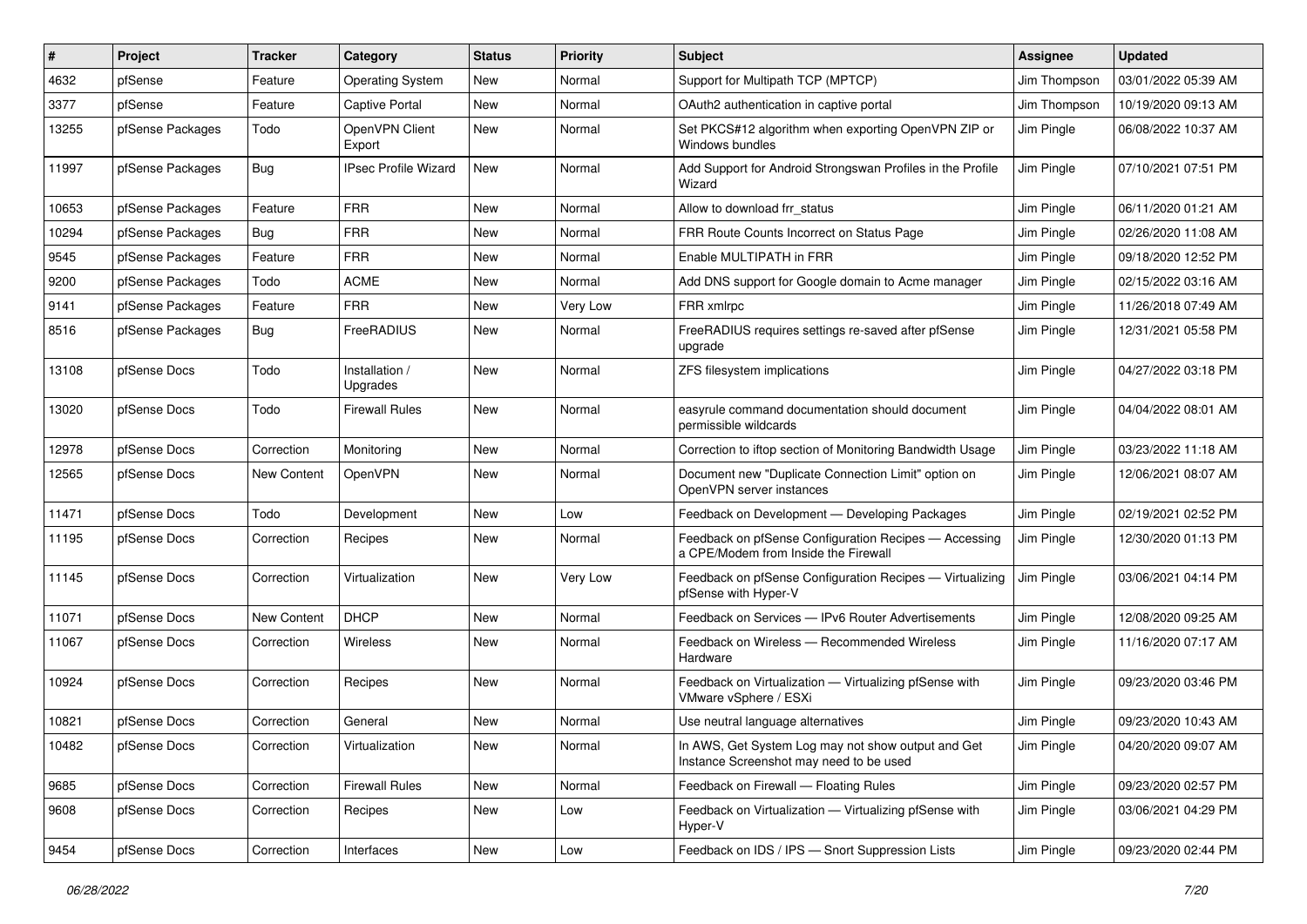| # | Project | Tracker | Category | Status | Priority | Subject | Assignee | Updated |
|---|---|---|---|---|---|---|---|---|
| 4632 | pfSense | Feature | Operating System | New | Normal | Support for Multipath TCP (MPTCP) | Jim Thompson | 03/01/2022 05:39 AM |
| 3377 | pfSense | Feature | Captive Portal | New | Normal | OAuth2 authentication in captive portal | Jim Thompson | 10/19/2020 09:13 AM |
| 13255 | pfSense Packages | Todo | OpenVPN Client Export | New | Normal | Set PKCS#12 algorithm when exporting OpenVPN ZIP or Windows bundles | Jim Pingle | 06/08/2022 10:37 AM |
| 11997 | pfSense Packages | Bug | IPsec Profile Wizard | New | Normal | Add Support for Android Strongswan Profiles in the Profile Wizard | Jim Pingle | 07/10/2021 07:51 PM |
| 10653 | pfSense Packages | Feature | FRR | New | Normal | Allow to download frr_status | Jim Pingle | 06/11/2020 01:21 AM |
| 10294 | pfSense Packages | Bug | FRR | New | Normal | FRR Route Counts Incorrect on Status Page | Jim Pingle | 02/26/2020 11:08 AM |
| 9545 | pfSense Packages | Feature | FRR | New | Normal | Enable MULTIPATH in FRR | Jim Pingle | 09/18/2020 12:52 PM |
| 9200 | pfSense Packages | Todo | ACME | New | Normal | Add DNS support for Google domain to Acme manager | Jim Pingle | 02/15/2022 03:16 AM |
| 9141 | pfSense Packages | Feature | FRR | New | Very Low | FRR xmlrpc | Jim Pingle | 11/26/2018 07:49 AM |
| 8516 | pfSense Packages | Bug | FreeRADIUS | New | Normal | FreeRADIUS requires settings re-saved after pfSense upgrade | Jim Pingle | 12/31/2021 05:58 PM |
| 13108 | pfSense Docs | Todo | Installation / Upgrades | New | Normal | ZFS filesystem implications | Jim Pingle | 04/27/2022 03:18 PM |
| 13020 | pfSense Docs | Todo | Firewall Rules | New | Normal | easyrule command documentation should document permissible wildcards | Jim Pingle | 04/04/2022 08:01 AM |
| 12978 | pfSense Docs | Correction | Monitoring | New | Normal | Correction to iftop section of Monitoring Bandwidth Usage | Jim Pingle | 03/23/2022 11:18 AM |
| 12565 | pfSense Docs | New Content | OpenVPN | New | Normal | Document new "Duplicate Connection Limit" option on OpenVPN server instances | Jim Pingle | 12/06/2021 08:07 AM |
| 11471 | pfSense Docs | Todo | Development | New | Low | Feedback on Development — Developing Packages | Jim Pingle | 02/19/2021 02:52 PM |
| 11195 | pfSense Docs | Correction | Recipes | New | Normal | Feedback on pfSense Configuration Recipes — Accessing a CPE/Modem from Inside the Firewall | Jim Pingle | 12/30/2020 01:13 PM |
| 11145 | pfSense Docs | Correction | Virtualization | New | Very Low | Feedback on pfSense Configuration Recipes — Virtualizing pfSense with Hyper-V | Jim Pingle | 03/06/2021 04:14 PM |
| 11071 | pfSense Docs | New Content | DHCP | New | Normal | Feedback on Services — IPv6 Router Advertisements | Jim Pingle | 12/08/2020 09:25 AM |
| 11067 | pfSense Docs | Correction | Wireless | New | Normal | Feedback on Wireless — Recommended Wireless Hardware | Jim Pingle | 11/16/2020 07:17 AM |
| 10924 | pfSense Docs | Correction | Recipes | New | Normal | Feedback on Virtualization — Virtualizing pfSense with VMware vSphere / ESXi | Jim Pingle | 09/23/2020 03:46 PM |
| 10821 | pfSense Docs | Correction | General | New | Normal | Use neutral language alternatives | Jim Pingle | 09/23/2020 10:43 AM |
| 10482 | pfSense Docs | Correction | Virtualization | New | Normal | In AWS, Get System Log may not show output and Get Instance Screenshot may need to be used | Jim Pingle | 04/20/2020 09:07 AM |
| 9685 | pfSense Docs | Correction | Firewall Rules | New | Normal | Feedback on Firewall — Floating Rules | Jim Pingle | 09/23/2020 02:57 PM |
| 9608 | pfSense Docs | Correction | Recipes | New | Low | Feedback on Virtualization — Virtualizing pfSense with Hyper-V | Jim Pingle | 03/06/2021 04:29 PM |
| 9454 | pfSense Docs | Correction | Interfaces | New | Low | Feedback on IDS / IPS — Snort Suppression Lists | Jim Pingle | 09/23/2020 02:44 PM |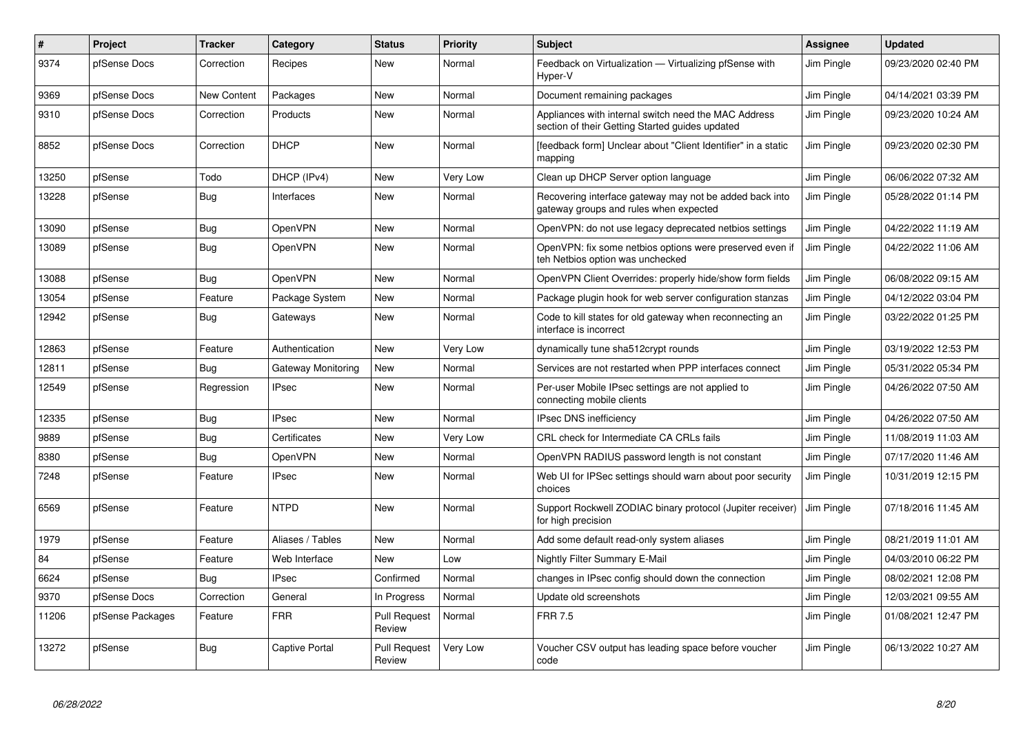| # | Project | Tracker | Category | Status | Priority | Subject | Assignee | Updated |
|---|---|---|---|---|---|---|---|---|
| 9374 | pfSense Docs | Correction | Recipes | New | Normal | Feedback on Virtualization — Virtualizing pfSense with Hyper-V | Jim Pingle | 09/23/2020 02:40 PM |
| 9369 | pfSense Docs | New Content | Packages | New | Normal | Document remaining packages | Jim Pingle | 04/14/2021 03:39 PM |
| 9310 | pfSense Docs | Correction | Products | New | Normal | Appliances with internal switch need the MAC Address section of their Getting Started guides updated | Jim Pingle | 09/23/2020 10:24 AM |
| 8852 | pfSense Docs | Correction | DHCP | New | Normal | [feedback form] Unclear about "Client Identifier" in a static mapping | Jim Pingle | 09/23/2020 02:30 PM |
| 13250 | pfSense | Todo | DHCP (IPv4) | New | Very Low | Clean up DHCP Server option language | Jim Pingle | 06/06/2022 07:32 AM |
| 13228 | pfSense | Bug | Interfaces | New | Normal | Recovering interface gateway may not be added back into gateway groups and rules when expected | Jim Pingle | 05/28/2022 01:14 PM |
| 13090 | pfSense | Bug | OpenVPN | New | Normal | OpenVPN: do not use legacy deprecated netbios settings | Jim Pingle | 04/22/2022 11:19 AM |
| 13089 | pfSense | Bug | OpenVPN | New | Normal | OpenVPN: fix some netbios options were preserved even if teh Netbios option was unchecked | Jim Pingle | 04/22/2022 11:06 AM |
| 13088 | pfSense | Bug | OpenVPN | New | Normal | OpenVPN Client Overrides: properly hide/show form fields | Jim Pingle | 06/08/2022 09:15 AM |
| 13054 | pfSense | Feature | Package System | New | Normal | Package plugin hook for web server configuration stanzas | Jim Pingle | 04/12/2022 03:04 PM |
| 12942 | pfSense | Bug | Gateways | New | Normal | Code to kill states for old gateway when reconnecting an interface is incorrect | Jim Pingle | 03/22/2022 01:25 PM |
| 12863 | pfSense | Feature | Authentication | New | Very Low | dynamically tune sha512crypt rounds | Jim Pingle | 03/19/2022 12:53 PM |
| 12811 | pfSense | Bug | Gateway Monitoring | New | Normal | Services are not restarted when PPP interfaces connect | Jim Pingle | 05/31/2022 05:34 PM |
| 12549 | pfSense | Regression | IPsec | New | Normal | Per-user Mobile IPsec settings are not applied to connecting mobile clients | Jim Pingle | 04/26/2022 07:50 AM |
| 12335 | pfSense | Bug | IPsec | New | Normal | IPsec DNS inefficiency | Jim Pingle | 04/26/2022 07:50 AM |
| 9889 | pfSense | Bug | Certificates | New | Very Low | CRL check for Intermediate CA CRLs fails | Jim Pingle | 11/08/2019 11:03 AM |
| 8380 | pfSense | Bug | OpenVPN | New | Normal | OpenVPN RADIUS password length is not constant | Jim Pingle | 07/17/2020 11:46 AM |
| 7248 | pfSense | Feature | IPsec | New | Normal | Web UI for IPSec settings should warn about poor security choices | Jim Pingle | 10/31/2019 12:15 PM |
| 6569 | pfSense | Feature | NTPD | New | Normal | Support Rockwell ZODIAC binary protocol (Jupiter receiver) for high precision | Jim Pingle | 07/18/2016 11:45 AM |
| 1979 | pfSense | Feature | Aliases / Tables | New | Normal | Add some default read-only system aliases | Jim Pingle | 08/21/2019 11:01 AM |
| 84 | pfSense | Feature | Web Interface | New | Low | Nightly Filter Summary E-Mail | Jim Pingle | 04/03/2010 06:22 PM |
| 6624 | pfSense | Bug | IPsec | Confirmed | Normal | changes in IPsec config should down the connection | Jim Pingle | 08/02/2021 12:08 PM |
| 9370 | pfSense Docs | Correction | General | In Progress | Normal | Update old screenshots | Jim Pingle | 12/03/2021 09:55 AM |
| 11206 | pfSense Packages | Feature | FRR | Pull Request Review | Normal | FRR 7.5 | Jim Pingle | 01/08/2021 12:47 PM |
| 13272 | pfSense | Bug | Captive Portal | Pull Request Review | Very Low | Voucher CSV output has leading space before voucher code | Jim Pingle | 06/13/2022 10:27 AM |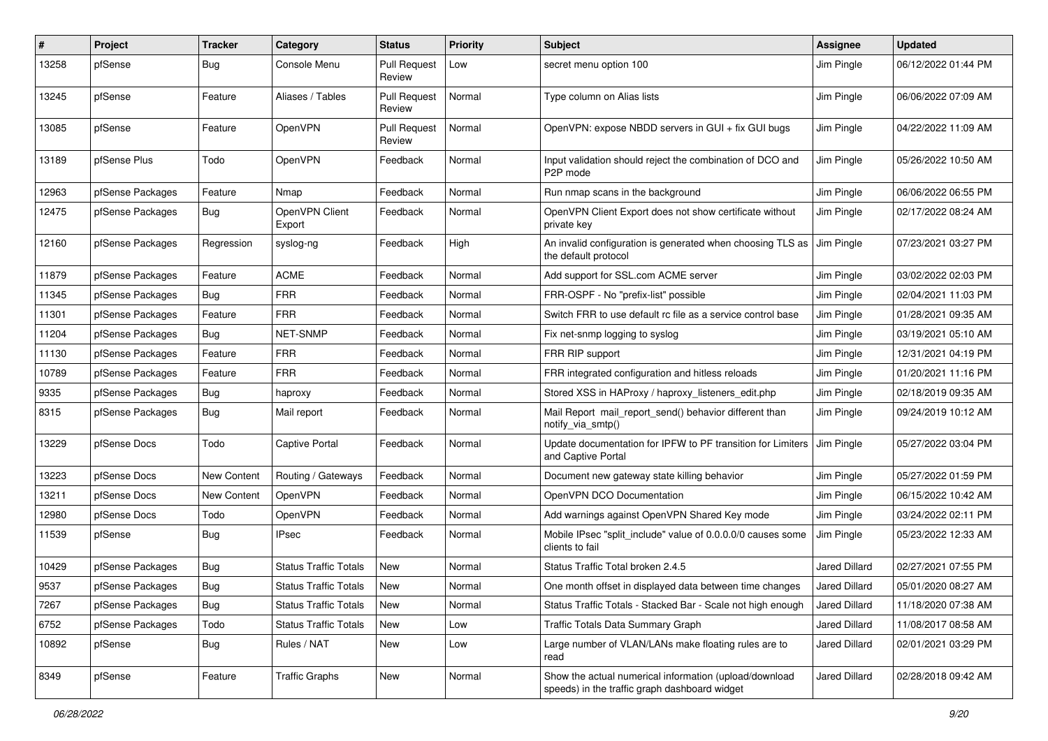| # | Project | Tracker | Category | Status | Priority | Subject | Assignee | Updated |
|---|---|---|---|---|---|---|---|---|
| 13258 | pfSense | Bug | Console Menu | Pull Request Review | Low | secret menu option 100 | Jim Pingle | 06/12/2022 01:44 PM |
| 13245 | pfSense | Feature | Aliases / Tables | Pull Request Review | Normal | Type column on Alias lists | Jim Pingle | 06/06/2022 07:09 AM |
| 13085 | pfSense | Feature | OpenVPN | Pull Request Review | Normal | OpenVPN: expose NBDD servers in GUI + fix GUI bugs | Jim Pingle | 04/22/2022 11:09 AM |
| 13189 | pfSense Plus | Todo | OpenVPN | Feedback | Normal | Input validation should reject the combination of DCO and P2P mode | Jim Pingle | 05/26/2022 10:50 AM |
| 12963 | pfSense Packages | Feature | Nmap | Feedback | Normal | Run nmap scans in the background | Jim Pingle | 06/06/2022 06:55 PM |
| 12475 | pfSense Packages | Bug | OpenVPN Client Export | Feedback | Normal | OpenVPN Client Export does not show certificate without private key | Jim Pingle | 02/17/2022 08:24 AM |
| 12160 | pfSense Packages | Regression | syslog-ng | Feedback | High | An invalid configuration is generated when choosing TLS as the default protocol | Jim Pingle | 07/23/2021 03:27 PM |
| 11879 | pfSense Packages | Feature | ACME | Feedback | Normal | Add support for SSL.com ACME server | Jim Pingle | 03/02/2022 02:03 PM |
| 11345 | pfSense Packages | Bug | FRR | Feedback | Normal | FRR-OSPF - No "prefix-list" possible | Jim Pingle | 02/04/2021 11:03 PM |
| 11301 | pfSense Packages | Feature | FRR | Feedback | Normal | Switch FRR to use default rc file as a service control base | Jim Pingle | 01/28/2021 09:35 AM |
| 11204 | pfSense Packages | Bug | NET-SNMP | Feedback | Normal | Fix net-snmp logging to syslog | Jim Pingle | 03/19/2021 05:10 AM |
| 11130 | pfSense Packages | Feature | FRR | Feedback | Normal | FRR RIP support | Jim Pingle | 12/31/2021 04:19 PM |
| 10789 | pfSense Packages | Feature | FRR | Feedback | Normal | FRR integrated configuration and hitless reloads | Jim Pingle | 01/20/2021 11:16 PM |
| 9335 | pfSense Packages | Bug | haproxy | Feedback | Normal | Stored XSS in HAProxy / haproxy_listeners_edit.php | Jim Pingle | 02/18/2019 09:35 AM |
| 8315 | pfSense Packages | Bug | Mail report | Feedback | Normal | Mail Report mail_report_send() behavior different than notify_via_smtp() | Jim Pingle | 09/24/2019 10:12 AM |
| 13229 | pfSense Docs | Todo | Captive Portal | Feedback | Normal | Update documentation for IPFW to PF transition for Limiters and Captive Portal | Jim Pingle | 05/27/2022 03:04 PM |
| 13223 | pfSense Docs | New Content | Routing / Gateways | Feedback | Normal | Document new gateway state killing behavior | Jim Pingle | 05/27/2022 01:59 PM |
| 13211 | pfSense Docs | New Content | OpenVPN | Feedback | Normal | OpenVPN DCO Documentation | Jim Pingle | 06/15/2022 10:42 AM |
| 12980 | pfSense Docs | Todo | OpenVPN | Feedback | Normal | Add warnings against OpenVPN Shared Key mode | Jim Pingle | 03/24/2022 02:11 PM |
| 11539 | pfSense | Bug | IPsec | Feedback | Normal | Mobile IPsec "split_include" value of 0.0.0.0/0 causes some clients to fail | Jim Pingle | 05/23/2022 12:33 AM |
| 10429 | pfSense Packages | Bug | Status Traffic Totals | New | Normal | Status Traffic Total broken 2.4.5 | Jared Dillard | 02/27/2021 07:55 PM |
| 9537 | pfSense Packages | Bug | Status Traffic Totals | New | Normal | One month offset in displayed data between time changes | Jared Dillard | 05/01/2020 08:27 AM |
| 7267 | pfSense Packages | Bug | Status Traffic Totals | New | Normal | Status Traffic Totals - Stacked Bar - Scale not high enough | Jared Dillard | 11/18/2020 07:38 AM |
| 6752 | pfSense Packages | Todo | Status Traffic Totals | New | Low | Traffic Totals Data Summary Graph | Jared Dillard | 11/08/2017 08:58 AM |
| 10892 | pfSense | Bug | Rules / NAT | New | Low | Large number of VLAN/LANs make floating rules are to read | Jared Dillard | 02/01/2021 03:29 PM |
| 8349 | pfSense | Feature | Traffic Graphs | New | Normal | Show the actual numerical information (upload/download speeds) in the traffic graph dashboard widget | Jared Dillard | 02/28/2018 09:42 AM |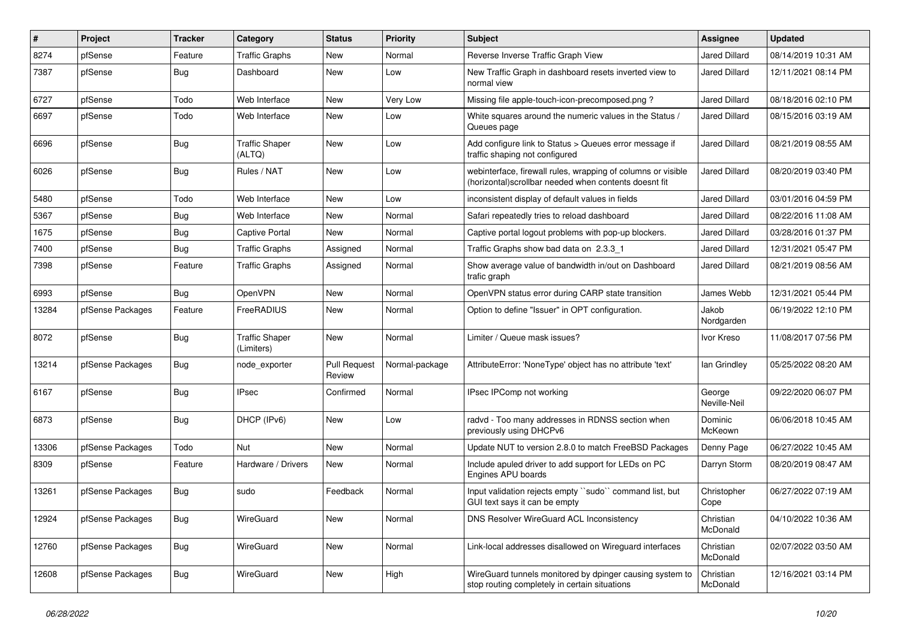| # | Project | Tracker | Category | Status | Priority | Subject | Assignee | Updated |
|---|---|---|---|---|---|---|---|---|
| 8274 | pfSense | Feature | Traffic Graphs | New | Normal | Reverse Inverse Traffic Graph View | Jared Dillard | 08/14/2019 10:31 AM |
| 7387 | pfSense | Bug | Dashboard | New | Low | New Traffic Graph in dashboard resets inverted view to normal view | Jared Dillard | 12/11/2021 08:14 PM |
| 6727 | pfSense | Todo | Web Interface | New | Very Low | Missing file apple-touch-icon-precomposed.png ? | Jared Dillard | 08/18/2016 02:10 PM |
| 6697 | pfSense | Todo | Web Interface | New | Low | White squares around the numeric values in the Status / Queues page | Jared Dillard | 08/15/2016 03:19 AM |
| 6696 | pfSense | Bug | Traffic Shaper (ALTQ) | New | Low | Add configure link to Status > Queues error message if traffic shaping not configured | Jared Dillard | 08/21/2019 08:55 AM |
| 6026 | pfSense | Bug | Rules / NAT | New | Low | webinterface, firewall rules, wrapping of columns or visible (horizontal)scrollbar needed when contents doesnt fit | Jared Dillard | 08/20/2019 03:40 PM |
| 5480 | pfSense | Todo | Web Interface | New | Low | inconsistent display of default values in fields | Jared Dillard | 03/01/2016 04:59 PM |
| 5367 | pfSense | Bug | Web Interface | New | Normal | Safari repeatedly tries to reload dashboard | Jared Dillard | 08/22/2016 11:08 AM |
| 1675 | pfSense | Bug | Captive Portal | New | Normal | Captive portal logout problems with pop-up blockers. | Jared Dillard | 03/28/2016 01:37 PM |
| 7400 | pfSense | Bug | Traffic Graphs | Assigned | Normal | Traffic Graphs show bad data on 2.3.3_1 | Jared Dillard | 12/31/2021 05:47 PM |
| 7398 | pfSense | Feature | Traffic Graphs | Assigned | Normal | Show average value of bandwidth in/out on Dashboard trafic graph | Jared Dillard | 08/21/2019 08:56 AM |
| 6993 | pfSense | Bug | OpenVPN | New | Normal | OpenVPN status error during CARP state transition | James Webb | 12/31/2021 05:44 PM |
| 13284 | pfSense Packages | Feature | FreeRADIUS | New | Normal | Option to define "Issuer" in OPT configuration. | Jakob Nordgarden | 06/19/2022 12:10 PM |
| 8072 | pfSense | Bug | Traffic Shaper (Limiters) | New | Normal | Limiter / Queue mask issues? | Ivor Kreso | 11/08/2017 07:56 PM |
| 13214 | pfSense Packages | Bug | node_exporter | Pull Request Review | Normal-package | AttributeError: 'NoneType' object has no attribute 'text' | Ian Grindley | 05/25/2022 08:20 AM |
| 6167 | pfSense | Bug | IPsec | Confirmed | Normal | IPsec IPComp not working | George Neville-Neil | 09/22/2020 06:07 PM |
| 6873 | pfSense | Bug | DHCP (IPv6) | New | Low | radvd - Too many addresses in RDNSS section when previously using DHCPv6 | Dominic McKeown | 06/06/2018 10:45 AM |
| 13306 | pfSense Packages | Todo | Nut | New | Normal | Update NUT to version 2.8.0 to match FreeBSD Packages | Denny Page | 06/27/2022 10:45 AM |
| 8309 | pfSense | Feature | Hardware / Drivers | New | Normal | Include apuled driver to add support for LEDs on PC Engines APU boards | Darryn Storm | 08/20/2019 08:47 AM |
| 13261 | pfSense Packages | Bug | sudo | Feedback | Normal | Input validation rejects empty ``sudo`` command list, but GUI text says it can be empty | Christopher Cope | 06/27/2022 07:19 AM |
| 12924 | pfSense Packages | Bug | WireGuard | New | Normal | DNS Resolver WireGuard ACL Inconsistency | Christian McDonald | 04/10/2022 10:36 AM |
| 12760 | pfSense Packages | Bug | WireGuard | New | Normal | Link-local addresses disallowed on Wireguard interfaces | Christian McDonald | 02/07/2022 03:50 AM |
| 12608 | pfSense Packages | Bug | WireGuard | New | High | WireGuard tunnels monitored by dpinger causing system to stop routing completely in certain situations | Christian McDonald | 12/16/2021 03:14 PM |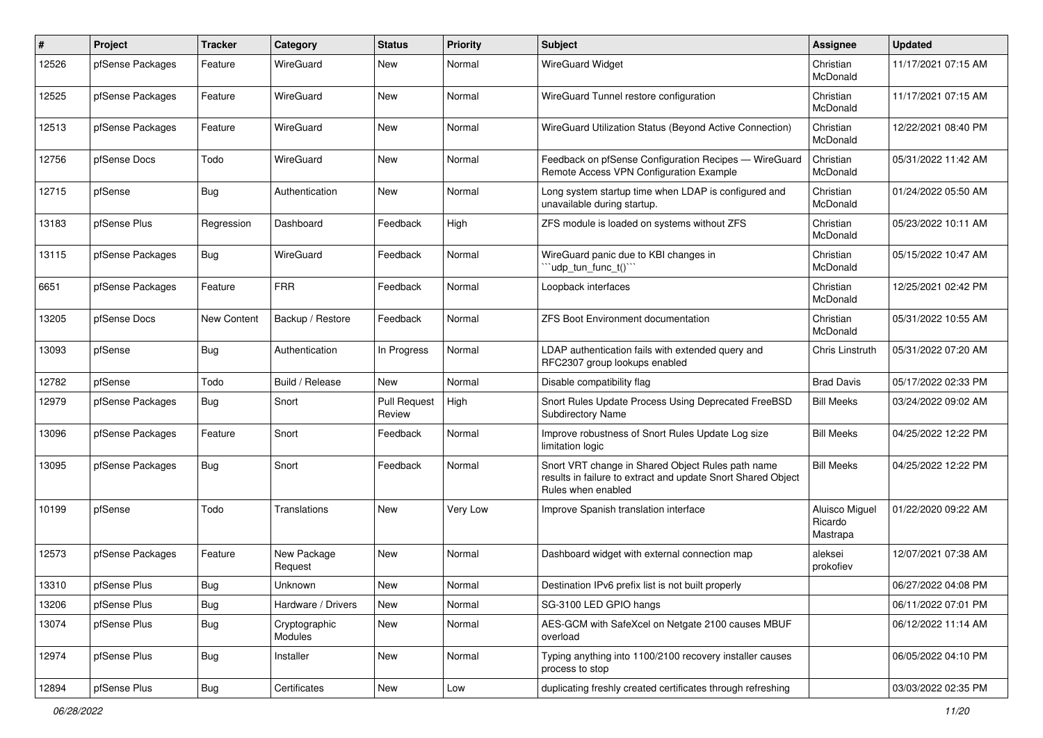| # | Project | Tracker | Category | Status | Priority | Subject | Assignee | Updated |
|---|---|---|---|---|---|---|---|---|
| 12526 | pfSense Packages | Feature | WireGuard | New | Normal | WireGuard Widget | Christian McDonald | 11/17/2021 07:15 AM |
| 12525 | pfSense Packages | Feature | WireGuard | New | Normal | WireGuard Tunnel restore configuration | Christian McDonald | 11/17/2021 07:15 AM |
| 12513 | pfSense Packages | Feature | WireGuard | New | Normal | WireGuard Utilization Status (Beyond Active Connection) | Christian McDonald | 12/22/2021 08:40 PM |
| 12756 | pfSense Docs | Todo | WireGuard | New | Normal | Feedback on pfSense Configuration Recipes — WireGuard Remote Access VPN Configuration Example | Christian McDonald | 05/31/2022 11:42 AM |
| 12715 | pfSense | Bug | Authentication | New | Normal | Long system startup time when LDAP is configured and unavailable during startup. | Christian McDonald | 01/24/2022 05:50 AM |
| 13183 | pfSense Plus | Regression | Dashboard | Feedback | High | ZFS module is loaded on systems without ZFS | Christian McDonald | 05/23/2022 10:11 AM |
| 13115 | pfSense Packages | Bug | WireGuard | Feedback | Normal | WireGuard panic due to KBI changes in ```udp_tun_func_t()``` | Christian McDonald | 05/15/2022 10:47 AM |
| 6651 | pfSense Packages | Feature | FRR | Feedback | Normal | Loopback interfaces | Christian McDonald | 12/25/2021 02:42 PM |
| 13205 | pfSense Docs | New Content | Backup / Restore | Feedback | Normal | ZFS Boot Environment documentation | Christian McDonald | 05/31/2022 10:55 AM |
| 13093 | pfSense | Bug | Authentication | In Progress | Normal | LDAP authentication fails with extended query and RFC2307 group lookups enabled | Chris Linstruth | 05/31/2022 07:20 AM |
| 12782 | pfSense | Todo | Build / Release | New | Normal | Disable compatibility flag | Brad Davis | 05/17/2022 02:33 PM |
| 12979 | pfSense Packages | Bug | Snort | Pull Request Review | High | Snort Rules Update Process Using Deprecated FreeBSD Subdirectory Name | Bill Meeks | 03/24/2022 09:02 AM |
| 13096 | pfSense Packages | Feature | Snort | Feedback | Normal | Improve robustness of Snort Rules Update Log size limitation logic | Bill Meeks | 04/25/2022 12:22 PM |
| 13095 | pfSense Packages | Bug | Snort | Feedback | Normal | Snort VRT change in Shared Object Rules path name results in failure to extract and update Snort Shared Object Rules when enabled | Bill Meeks | 04/25/2022 12:22 PM |
| 10199 | pfSense | Todo | Translations | New | Very Low | Improve Spanish translation interface | Aluisco Miguel Ricardo Mastrapa | 01/22/2020 09:22 AM |
| 12573 | pfSense Packages | Feature | New Package Request | New | Normal | Dashboard widget with external connection map | aleksei prokofiev | 12/07/2021 07:38 AM |
| 13310 | pfSense Plus | Bug | Unknown | New | Normal | Destination IPv6 prefix list is not built properly | | 06/27/2022 04:08 PM |
| 13206 | pfSense Plus | Bug | Hardware / Drivers | New | Normal | SG-3100 LED GPIO hangs | | 06/11/2022 07:01 PM |
| 13074 | pfSense Plus | Bug | Cryptographic Modules | New | Normal | AES-GCM with SafeXcel on Netgate 2100 causes MBUF overload | | 06/12/2022 11:14 AM |
| 12974 | pfSense Plus | Bug | Installer | New | Normal | Typing anything into 1100/2100 recovery installer causes process to stop | | 06/05/2022 04:10 PM |
| 12894 | pfSense Plus | Bug | Certificates | New | Low | duplicating freshly created certificates through refreshing | | 03/03/2022 02:35 PM |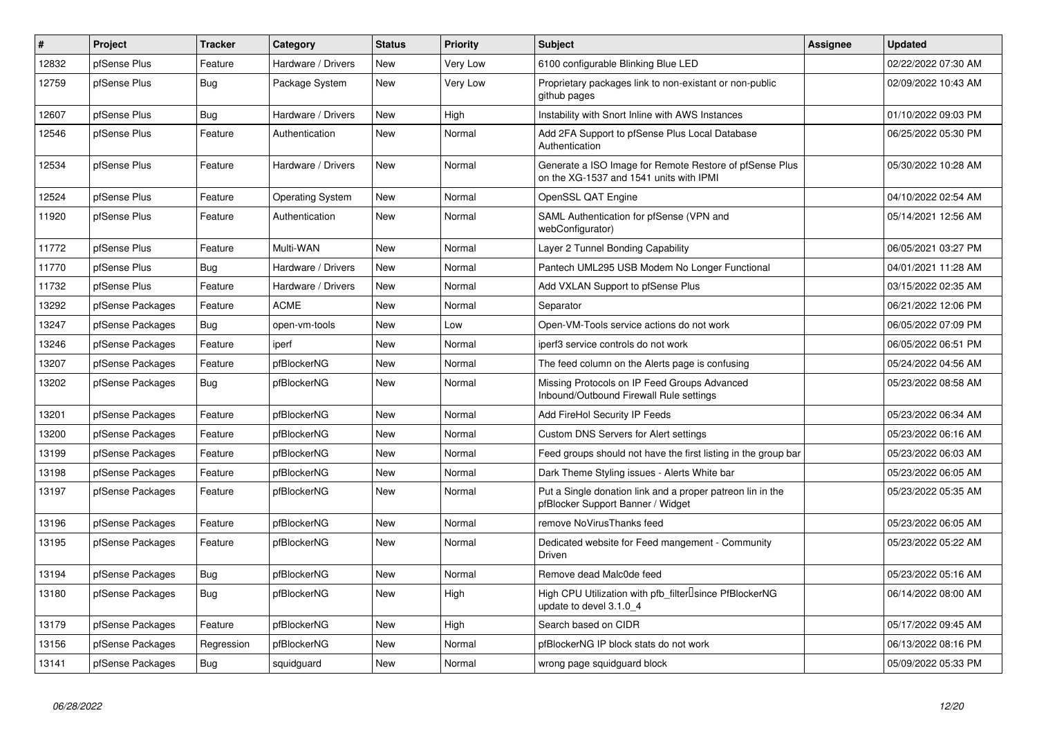| # | Project | Tracker | Category | Status | Priority | Subject | Assignee | Updated |
|---|---|---|---|---|---|---|---|---|
| 12832 | pfSense Plus | Feature | Hardware / Drivers | New | Very Low | 6100 configurable Blinking Blue LED | | 02/22/2022 07:30 AM |
| 12759 | pfSense Plus | Bug | Package System | New | Very Low | Proprietary packages link to non-existant or non-public github pages | | 02/09/2022 10:43 AM |
| 12607 | pfSense Plus | Bug | Hardware / Drivers | New | High | Instability with Snort Inline with AWS Instances | | 01/10/2022 09:03 PM |
| 12546 | pfSense Plus | Feature | Authentication | New | Normal | Add 2FA Support to pfSense Plus Local Database Authentication | | 06/25/2022 05:30 PM |
| 12534 | pfSense Plus | Feature | Hardware / Drivers | New | Normal | Generate a ISO Image for Remote Restore of pfSense Plus on the XG-1537 and 1541 units with IPMI | | 05/30/2022 10:28 AM |
| 12524 | pfSense Plus | Feature | Operating System | New | Normal | OpenSSL QAT Engine | | 04/10/2022 02:54 AM |
| 11920 | pfSense Plus | Feature | Authentication | New | Normal | SAML Authentication for pfSense (VPN and webConfigurator) | | 05/14/2021 12:56 AM |
| 11772 | pfSense Plus | Feature | Multi-WAN | New | Normal | Layer 2 Tunnel Bonding Capability | | 06/05/2021 03:27 PM |
| 11770 | pfSense Plus | Bug | Hardware / Drivers | New | Normal | Pantech UML295 USB Modem No Longer Functional | | 04/01/2021 11:28 AM |
| 11732 | pfSense Plus | Feature | Hardware / Drivers | New | Normal | Add VXLAN Support to pfSense Plus | | 03/15/2022 02:35 AM |
| 13292 | pfSense Packages | Feature | ACME | New | Normal | Separator | | 06/21/2022 12:06 PM |
| 13247 | pfSense Packages | Bug | open-vm-tools | New | Low | Open-VM-Tools service actions do not work | | 06/05/2022 07:09 PM |
| 13246 | pfSense Packages | Feature | iperf | New | Normal | iperf3 service controls do not work | | 06/05/2022 06:51 PM |
| 13207 | pfSense Packages | Feature | pfBlockerNG | New | Normal | The feed column on the Alerts page is confusing | | 05/24/2022 04:56 AM |
| 13202 | pfSense Packages | Bug | pfBlockerNG | New | Normal | Missing Protocols on IP Feed Groups Advanced Inbound/Outbound Firewall Rule settings | | 05/23/2022 08:58 AM |
| 13201 | pfSense Packages | Feature | pfBlockerNG | New | Normal | Add FireHol Security IP Feeds | | 05/23/2022 06:34 AM |
| 13200 | pfSense Packages | Feature | pfBlockerNG | New | Normal | Custom DNS Servers for Alert settings | | 05/23/2022 06:16 AM |
| 13199 | pfSense Packages | Feature | pfBlockerNG | New | Normal | Feed groups should not have the first listing in the group bar | | 05/23/2022 06:03 AM |
| 13198 | pfSense Packages | Feature | pfBlockerNG | New | Normal | Dark Theme Styling issues - Alerts White bar | | 05/23/2022 06:05 AM |
| 13197 | pfSense Packages | Feature | pfBlockerNG | New | Normal | Put a Single donation link and a proper patreon lin in the pfBlocker Support Banner / Widget | | 05/23/2022 05:35 AM |
| 13196 | pfSense Packages | Feature | pfBlockerNG | New | Normal | remove NoVirusThanks feed | | 05/23/2022 06:05 AM |
| 13195 | pfSense Packages | Feature | pfBlockerNG | New | Normal | Dedicated website for Feed mangement - Community Driven | | 05/23/2022 05:22 AM |
| 13194 | pfSense Packages | Bug | pfBlockerNG | New | Normal | Remove dead Malc0de feed | | 05/23/2022 05:16 AM |
| 13180 | pfSense Packages | Bug | pfBlockerNG | New | High | High CPU Utilization with pfb_filter since PfBlockerNG update to devel 3.1.0_4 | | 06/14/2022 08:00 AM |
| 13179 | pfSense Packages | Feature | pfBlockerNG | New | High | Search based on CIDR | | 05/17/2022 09:45 AM |
| 13156 | pfSense Packages | Regression | pfBlockerNG | New | Normal | pfBlockerNG IP block stats do not work | | 06/13/2022 08:16 PM |
| 13141 | pfSense Packages | Bug | squidguard | New | Normal | wrong page squidguard block | | 05/09/2022 05:33 PM |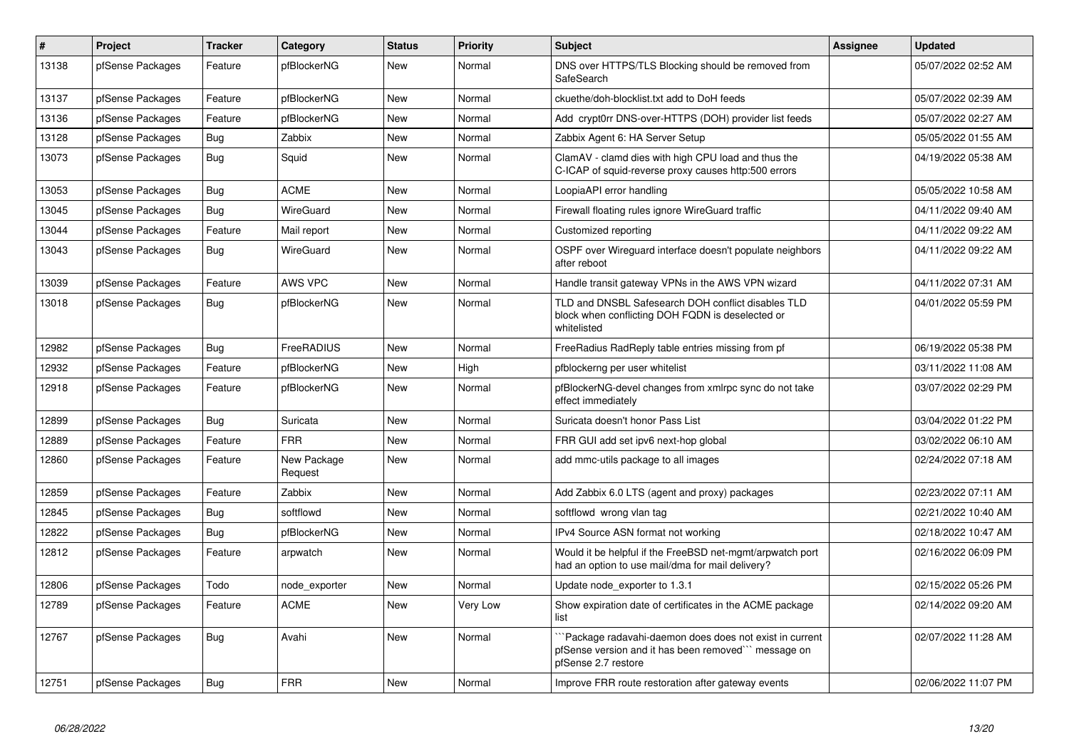| # | Project | Tracker | Category | Status | Priority | Subject | Assignee | Updated |
|---|---|---|---|---|---|---|---|---|
| 13138 | pfSense Packages | Feature | pfBlockerNG | New | Normal | DNS over HTTPS/TLS Blocking should be removed from SafeSearch | | 05/07/2022 02:52 AM |
| 13137 | pfSense Packages | Feature | pfBlockerNG | New | Normal | ckuethe/doh-blocklist.txt add to DoH feeds | | 05/07/2022 02:39 AM |
| 13136 | pfSense Packages | Feature | pfBlockerNG | New | Normal | Add crypt0rr DNS-over-HTTPS (DOH) provider list feeds | | 05/07/2022 02:27 AM |
| 13128 | pfSense Packages | Bug | Zabbix | New | Normal | Zabbix Agent 6: HA Server Setup | | 05/05/2022 01:55 AM |
| 13073 | pfSense Packages | Bug | Squid | New | Normal | ClamAV - clamd dies with high CPU load and thus the C-ICAP of squid-reverse proxy causes http:500 errors | | 04/19/2022 05:38 AM |
| 13053 | pfSense Packages | Bug | ACME | New | Normal | LoopiaAPI error handling | | 05/05/2022 10:58 AM |
| 13045 | pfSense Packages | Bug | WireGuard | New | Normal | Firewall floating rules ignore WireGuard traffic | | 04/11/2022 09:40 AM |
| 13044 | pfSense Packages | Feature | Mail report | New | Normal | Customized reporting | | 04/11/2022 09:22 AM |
| 13043 | pfSense Packages | Bug | WireGuard | New | Normal | OSPF over Wireguard interface doesn't populate neighbors after reboot | | 04/11/2022 09:22 AM |
| 13039 | pfSense Packages | Feature | AWS VPC | New | Normal | Handle transit gateway VPNs in the AWS VPN wizard | | 04/11/2022 07:31 AM |
| 13018 | pfSense Packages | Bug | pfBlockerNG | New | Normal | TLD and DNSBL Safesearch DOH conflict disables TLD block when conflicting DOH FQDN is deselected or whitelisted | | 04/01/2022 05:59 PM |
| 12982 | pfSense Packages | Bug | FreeRADIUS | New | Normal | FreeRadius RadReply table entries missing from pf | | 06/19/2022 05:38 PM |
| 12932 | pfSense Packages | Feature | pfBlockerNG | New | High | pfblockerng per user whitelist | | 03/11/2022 11:08 AM |
| 12918 | pfSense Packages | Feature | pfBlockerNG | New | Normal | pfBlockerNG-devel changes from xmlrpc sync do not take effect immediately | | 03/07/2022 02:29 PM |
| 12899 | pfSense Packages | Bug | Suricata | New | Normal | Suricata doesn't honor Pass List | | 03/04/2022 01:22 PM |
| 12889 | pfSense Packages | Feature | FRR | New | Normal | FRR GUI add set ipv6 next-hop global | | 03/02/2022 06:10 AM |
| 12860 | pfSense Packages | Feature | New Package Request | New | Normal | add mmc-utils package to all images | | 02/24/2022 07:18 AM |
| 12859 | pfSense Packages | Feature | Zabbix | New | Normal | Add Zabbix 6.0 LTS (agent and proxy) packages | | 02/23/2022 07:11 AM |
| 12845 | pfSense Packages | Bug | softflowd | New | Normal | softflowd wrong vlan tag | | 02/21/2022 10:40 AM |
| 12822 | pfSense Packages | Bug | pfBlockerNG | New | Normal | IPv4 Source ASN format not working | | 02/18/2022 10:47 AM |
| 12812 | pfSense Packages | Feature | arpwatch | New | Normal | Would it be helpful if the FreeBSD net-mgmt/arpwatch port had an option to use mail/dma for mail delivery? | | 02/16/2022 06:09 PM |
| 12806 | pfSense Packages | Todo | node_exporter | New | Normal | Update node_exporter to 1.3.1 | | 02/15/2022 05:26 PM |
| 12789 | pfSense Packages | Feature | ACME | New | Very Low | Show expiration date of certificates in the ACME package list | | 02/14/2022 09:20 AM |
| 12767 | pfSense Packages | Bug | Avahi | New | Normal | ```Package radavahi-daemon does does not exist in current pfSense version and it has been removed``` message on pfSense 2.7 restore | | 02/07/2022 11:28 AM |
| 12751 | pfSense Packages | Bug | FRR | New | Normal | Improve FRR route restoration after gateway events | | 02/06/2022 11:07 PM |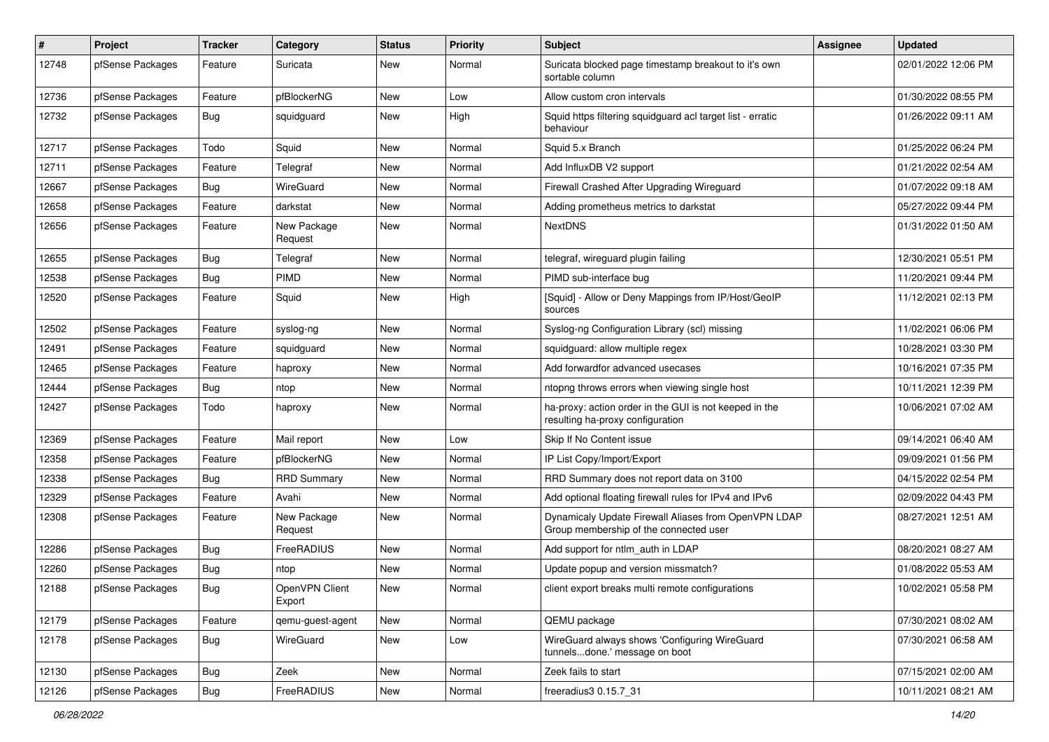| # | Project | Tracker | Category | Status | Priority | Subject | Assignee | Updated |
|---|---|---|---|---|---|---|---|---|
| 12748 | pfSense Packages | Feature | Suricata | New | Normal | Suricata blocked page timestamp breakout to it's own sortable column | | 02/01/2022 12:06 PM |
| 12736 | pfSense Packages | Feature | pfBlockerNG | New | Low | Allow custom cron intervals | | 01/30/2022 08:55 PM |
| 12732 | pfSense Packages | Bug | squidguard | New | High | Squid https filtering squidguard acl target list - erratic behaviour | | 01/26/2022 09:11 AM |
| 12717 | pfSense Packages | Todo | Squid | New | Normal | Squid 5.x Branch | | 01/25/2022 06:24 PM |
| 12711 | pfSense Packages | Feature | Telegraf | New | Normal | Add InfluxDB V2 support | | 01/21/2022 02:54 AM |
| 12667 | pfSense Packages | Bug | WireGuard | New | Normal | Firewall Crashed After Upgrading Wireguard | | 01/07/2022 09:18 AM |
| 12658 | pfSense Packages | Feature | darkstat | New | Normal | Adding prometheus metrics to darkstat | | 05/27/2022 09:44 PM |
| 12656 | pfSense Packages | Feature | New Package Request | New | Normal | NextDNS | | 01/31/2022 01:50 AM |
| 12655 | pfSense Packages | Bug | Telegraf | New | Normal | telegraf, wireguard plugin failing | | 12/30/2021 05:51 PM |
| 12538 | pfSense Packages | Bug | PIMD | New | Normal | PIMD sub-interface bug | | 11/20/2021 09:44 PM |
| 12520 | pfSense Packages | Feature | Squid | New | High | [Squid] - Allow or Deny Mappings from IP/Host/GeoIP sources | | 11/12/2021 02:13 PM |
| 12502 | pfSense Packages | Feature | syslog-ng | New | Normal | Syslog-ng Configuration Library (scl) missing | | 11/02/2021 06:06 PM |
| 12491 | pfSense Packages | Feature | squidguard | New | Normal | squidguard: allow multiple regex | | 10/28/2021 03:30 PM |
| 12465 | pfSense Packages | Feature | haproxy | New | Normal | Add forwardfor advanced usecases | | 10/16/2021 07:35 PM |
| 12444 | pfSense Packages | Bug | ntop | New | Normal | ntopng throws errors when viewing single host | | 10/11/2021 12:39 PM |
| 12427 | pfSense Packages | Todo | haproxy | New | Normal | ha-proxy: action order in the GUI is not keeped in the resulting ha-proxy configuration | | 10/06/2021 07:02 AM |
| 12369 | pfSense Packages | Feature | Mail report | New | Low | Skip If No Content issue | | 09/14/2021 06:40 AM |
| 12358 | pfSense Packages | Feature | pfBlockerNG | New | Normal | IP List Copy/Import/Export | | 09/09/2021 01:56 PM |
| 12338 | pfSense Packages | Bug | RRD Summary | New | Normal | RRD Summary does not report data on 3100 | | 04/15/2022 02:54 PM |
| 12329 | pfSense Packages | Feature | Avahi | New | Normal | Add optional floating firewall rules for IPv4 and IPv6 | | 02/09/2022 04:43 PM |
| 12308 | pfSense Packages | Feature | New Package Request | New | Normal | Dynamicaly Update Firewall Aliases from OpenVPN LDAP Group membership of the connected user | | 08/27/2021 12:51 AM |
| 12286 | pfSense Packages | Bug | FreeRADIUS | New | Normal | Add support for ntlm_auth in LDAP | | 08/20/2021 08:27 AM |
| 12260 | pfSense Packages | Bug | ntop | New | Normal | Update popup and version missmatch? | | 01/08/2022 05:53 AM |
| 12188 | pfSense Packages | Bug | OpenVPN Client Export | New | Normal | client export breaks multi remote configurations | | 10/02/2021 05:58 PM |
| 12179 | pfSense Packages | Feature | qemu-guest-agent | New | Normal | QEMU package | | 07/30/2021 08:02 AM |
| 12178 | pfSense Packages | Bug | WireGuard | New | Low | WireGuard always shows 'Configuring WireGuard tunnels...done.' message on boot | | 07/30/2021 06:58 AM |
| 12130 | pfSense Packages | Bug | Zeek | New | Normal | Zeek fails to start | | 07/15/2021 02:00 AM |
| 12126 | pfSense Packages | Bug | FreeRADIUS | New | Normal | freeradius3 0.15.7_31 | | 10/11/2021 08:21 AM |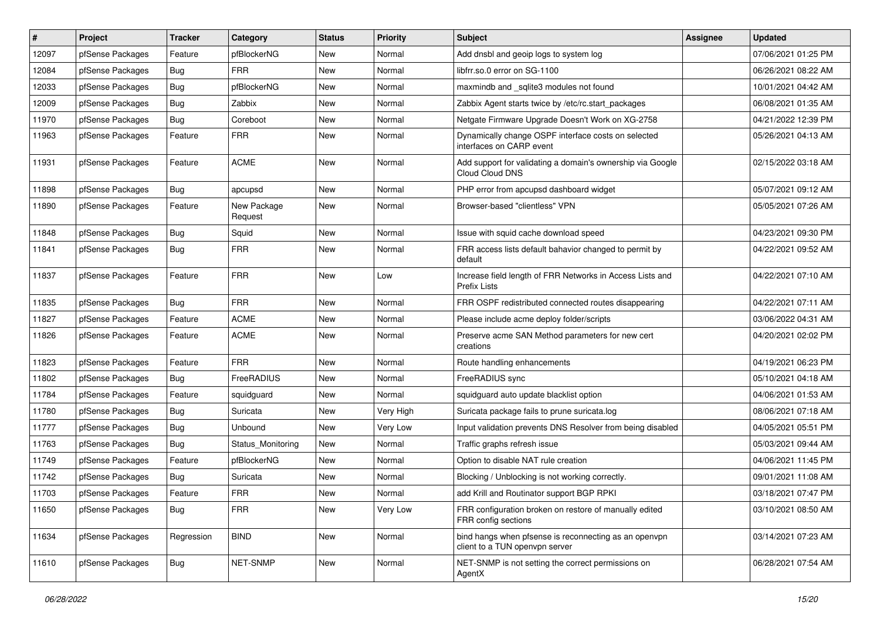| # | Project | Tracker | Category | Status | Priority | Subject | Assignee | Updated |
|---|---|---|---|---|---|---|---|---|
| 12097 | pfSense Packages | Feature | pfBlockerNG | New | Normal | Add dnsbl and geoip logs to system log | | 07/06/2021 01:25 PM |
| 12084 | pfSense Packages | Bug | FRR | New | Normal | libfrr.so.0 error on SG-1100 | | 06/26/2021 08:22 AM |
| 12033 | pfSense Packages | Bug | pfBlockerNG | New | Normal | maxmindb and _sqlite3 modules not found | | 10/01/2021 04:42 AM |
| 12009 | pfSense Packages | Bug | Zabbix | New | Normal | Zabbix Agent starts twice by /etc/rc.start_packages | | 06/08/2021 01:35 AM |
| 11970 | pfSense Packages | Bug | Coreboot | New | Normal | Netgate Firmware Upgrade Doesn't Work on XG-2758 | | 04/21/2022 12:39 PM |
| 11963 | pfSense Packages | Feature | FRR | New | Normal | Dynamically change OSPF interface costs on selected interfaces on CARP event | | 05/26/2021 04:13 AM |
| 11931 | pfSense Packages | Feature | ACME | New | Normal | Add support for validating a domain's ownership via Google Cloud Cloud DNS | | 02/15/2022 03:18 AM |
| 11898 | pfSense Packages | Bug | apcupsd | New | Normal | PHP error from apcupsd dashboard widget | | 05/07/2021 09:12 AM |
| 11890 | pfSense Packages | Feature | New Package Request | New | Normal | Browser-based "clientless" VPN | | 05/05/2021 07:26 AM |
| 11848 | pfSense Packages | Bug | Squid | New | Normal | Issue with squid cache download speed | | 04/23/2021 09:30 PM |
| 11841 | pfSense Packages | Bug | FRR | New | Normal | FRR access lists default bahavior changed to permit by default | | 04/22/2021 09:52 AM |
| 11837 | pfSense Packages | Feature | FRR | New | Low | Increase field length of FRR Networks in Access Lists and Prefix Lists | | 04/22/2021 07:10 AM |
| 11835 | pfSense Packages | Bug | FRR | New | Normal | FRR OSPF redistributed connected routes disappearing | | 04/22/2021 07:11 AM |
| 11827 | pfSense Packages | Feature | ACME | New | Normal | Please include acme deploy folder/scripts | | 03/06/2022 04:31 AM |
| 11826 | pfSense Packages | Feature | ACME | New | Normal | Preserve acme SAN Method parameters for new cert creations | | 04/20/2021 02:02 PM |
| 11823 | pfSense Packages | Feature | FRR | New | Normal | Route handling enhancements | | 04/19/2021 06:23 PM |
| 11802 | pfSense Packages | Bug | FreeRADIUS | New | Normal | FreeRADIUS sync | | 05/10/2021 04:18 AM |
| 11784 | pfSense Packages | Feature | squidguard | New | Normal | squidguard auto update blacklist option | | 04/06/2021 01:53 AM |
| 11780 | pfSense Packages | Bug | Suricata | New | Very High | Suricata package fails to prune suricata.log | | 08/06/2021 07:18 AM |
| 11777 | pfSense Packages | Bug | Unbound | New | Very Low | Input validation prevents DNS Resolver from being disabled | | 04/05/2021 05:51 PM |
| 11763 | pfSense Packages | Bug | Status_Monitoring | New | Normal | Traffic graphs refresh issue | | 05/03/2021 09:44 AM |
| 11749 | pfSense Packages | Feature | pfBlockerNG | New | Normal | Option to disable NAT rule creation | | 04/06/2021 11:45 PM |
| 11742 | pfSense Packages | Bug | Suricata | New | Normal | Blocking / Unblocking is not working correctly. | | 09/01/2021 11:08 AM |
| 11703 | pfSense Packages | Feature | FRR | New | Normal | add Krill and Routinator support BGP RPKI | | 03/18/2021 07:47 PM |
| 11650 | pfSense Packages | Bug | FRR | New | Very Low | FRR configuration broken on restore of manually edited FRR config sections | | 03/10/2021 08:50 AM |
| 11634 | pfSense Packages | Regression | BIND | New | Normal | bind hangs when pfsense is reconnecting as an openvpn client to a TUN openvpn server | | 03/14/2021 07:23 AM |
| 11610 | pfSense Packages | Bug | NET-SNMP | New | Normal | NET-SNMP is not setting the correct permissions on AgentX | | 06/28/2021 07:54 AM |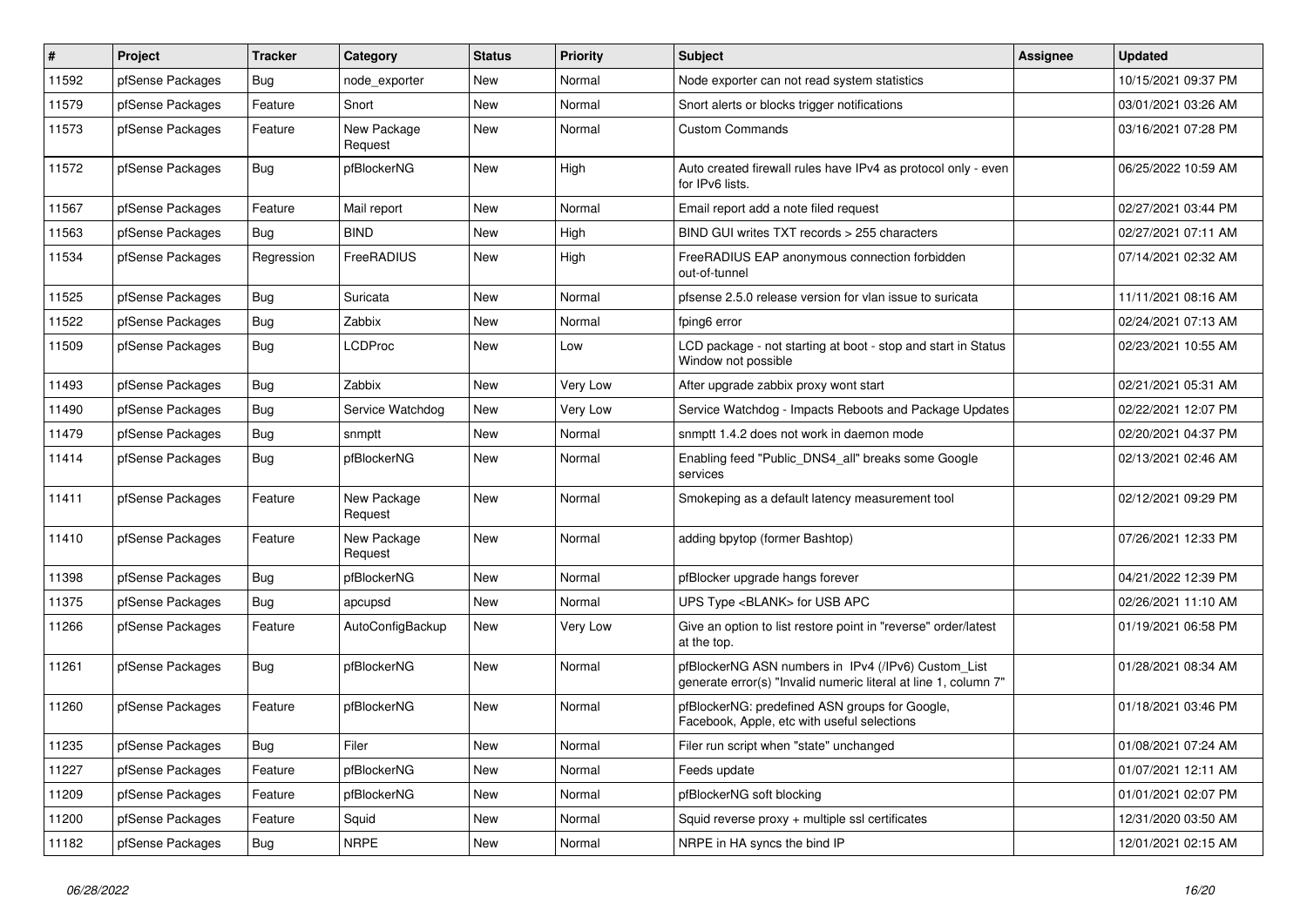| # | Project | Tracker | Category | Status | Priority | Subject | Assignee | Updated |
|---|---|---|---|---|---|---|---|---|
| 11592 | pfSense Packages | Bug | node_exporter | New | Normal | Node exporter can not read system statistics | | 10/15/2021 09:37 PM |
| 11579 | pfSense Packages | Feature | Snort | New | Normal | Snort alerts or blocks trigger notifications | | 03/01/2021 03:26 AM |
| 11573 | pfSense Packages | Feature | New Package Request | New | Normal | Custom Commands | | 03/16/2021 07:28 PM |
| 11572 | pfSense Packages | Bug | pfBlockerNG | New | High | Auto created firewall rules have IPv4 as protocol only - even for IPv6 lists. | | 06/25/2022 10:59 AM |
| 11567 | pfSense Packages | Feature | Mail report | New | Normal | Email report add a note filed request | | 02/27/2021 03:44 PM |
| 11563 | pfSense Packages | Bug | BIND | New | High | BIND GUI writes TXT records > 255 characters | | 02/27/2021 07:11 AM |
| 11534 | pfSense Packages | Regression | FreeRADIUS | New | High | FreeRADIUS EAP anonymous connection forbidden out-of-tunnel | | 07/14/2021 02:32 AM |
| 11525 | pfSense Packages | Bug | Suricata | New | Normal | pfsense 2.5.0 release version for vlan issue to suricata | | 11/11/2021 08:16 AM |
| 11522 | pfSense Packages | Bug | Zabbix | New | Normal | fping6 error | | 02/24/2021 07:13 AM |
| 11509 | pfSense Packages | Bug | LCDProc | New | Low | LCD package - not starting at boot - stop and start in Status Window not possible | | 02/23/2021 10:55 AM |
| 11493 | pfSense Packages | Bug | Zabbix | New | Very Low | After upgrade zabbix proxy wont start | | 02/21/2021 05:31 AM |
| 11490 | pfSense Packages | Bug | Service Watchdog | New | Very Low | Service Watchdog - Impacts Reboots and Package Updates | | 02/22/2021 12:07 PM |
| 11479 | pfSense Packages | Bug | snmptt | New | Normal | snmptt 1.4.2 does not work in daemon mode | | 02/20/2021 04:37 PM |
| 11414 | pfSense Packages | Bug | pfBlockerNG | New | Normal | Enabling feed "Public_DNS4_all" breaks some Google services | | 02/13/2021 02:46 AM |
| 11411 | pfSense Packages | Feature | New Package Request | New | Normal | Smokeping as a default latency measurement tool | | 02/12/2021 09:29 PM |
| 11410 | pfSense Packages | Feature | New Package Request | New | Normal | adding bpytop (former Bashtop) | | 07/26/2021 12:33 PM |
| 11398 | pfSense Packages | Bug | pfBlockerNG | New | Normal | pfBlocker upgrade hangs forever | | 04/21/2022 12:39 PM |
| 11375 | pfSense Packages | Bug | apcupsd | New | Normal | UPS Type <BLANK> for USB APC | | 02/26/2021 11:10 AM |
| 11266 | pfSense Packages | Feature | AutoConfigBackup | New | Very Low | Give an option to list restore point in "reverse" order/latest at the top. | | 01/19/2021 06:58 PM |
| 11261 | pfSense Packages | Bug | pfBlockerNG | New | Normal | pfBlockerNG ASN numbers in IPv4 (/IPv6) Custom_List generate error(s) "Invalid numeric literal at line 1, column 7" | | 01/28/2021 08:34 AM |
| 11260 | pfSense Packages | Feature | pfBlockerNG | New | Normal | pfBlockerNG: predefined ASN groups for Google, Facebook, Apple, etc with useful selections | | 01/18/2021 03:46 PM |
| 11235 | pfSense Packages | Bug | Filer | New | Normal | Filer run script when "state" unchanged | | 01/08/2021 07:24 AM |
| 11227 | pfSense Packages | Feature | pfBlockerNG | New | Normal | Feeds update | | 01/07/2021 12:11 AM |
| 11209 | pfSense Packages | Feature | pfBlockerNG | New | Normal | pfBlockerNG soft blocking | | 01/01/2021 02:07 PM |
| 11200 | pfSense Packages | Feature | Squid | New | Normal | Squid reverse proxy + multiple ssl certificates | | 12/31/2020 03:50 AM |
| 11182 | pfSense Packages | Bug | NRPE | New | Normal | NRPE in HA syncs the bind IP | | 12/01/2021 02:15 AM |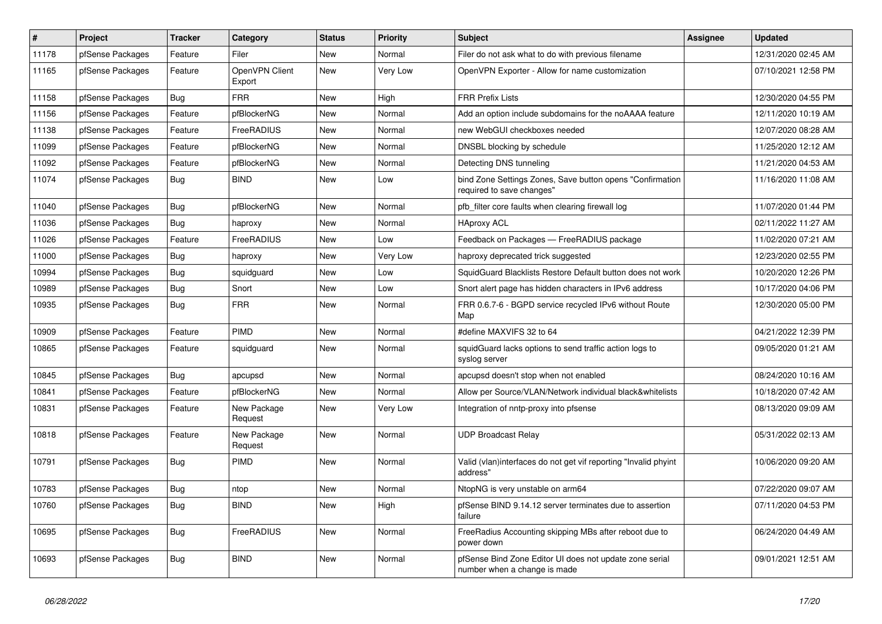| # | Project | Tracker | Category | Status | Priority | Subject | Assignee | Updated |
| --- | --- | --- | --- | --- | --- | --- | --- | --- |
| 11178 | pfSense Packages | Feature | Filer | New | Normal | Filer do not ask what to do with previous filename | | 12/31/2020 02:45 AM |
| 11165 | pfSense Packages | Feature | OpenVPN Client Export | New | Very Low | OpenVPN Exporter - Allow for name customization | | 07/10/2021 12:58 PM |
| 11158 | pfSense Packages | Bug | FRR | New | High | FRR Prefix Lists | | 12/30/2020 04:55 PM |
| 11156 | pfSense Packages | Feature | pfBlockerNG | New | Normal | Add an option include subdomains for the noAAAA feature | | 12/11/2020 10:19 AM |
| 11138 | pfSense Packages | Feature | FreeRADIUS | New | Normal | new WebGUI checkboxes needed | | 12/07/2020 08:28 AM |
| 11099 | pfSense Packages | Feature | pfBlockerNG | New | Normal | DNSBL blocking by schedule | | 11/25/2020 12:12 AM |
| 11092 | pfSense Packages | Feature | pfBlockerNG | New | Normal | Detecting DNS tunneling | | 11/21/2020 04:53 AM |
| 11074 | pfSense Packages | Bug | BIND | New | Low | bind Zone Settings Zones, Save button opens "Confirmation required to save changes" | | 11/16/2020 11:08 AM |
| 11040 | pfSense Packages | Bug | pfBlockerNG | New | Normal | pfb_filter core faults when clearing firewall log | | 11/07/2020 01:44 PM |
| 11036 | pfSense Packages | Bug | haproxy | New | Normal | HAproxy ACL | | 02/11/2022 11:27 AM |
| 11026 | pfSense Packages | Feature | FreeRADIUS | New | Low | Feedback on Packages — FreeRADIUS package | | 11/02/2020 07:21 AM |
| 11000 | pfSense Packages | Bug | haproxy | New | Very Low | haproxy deprecated trick suggested | | 12/23/2020 02:55 PM |
| 10994 | pfSense Packages | Bug | squidguard | New | Low | SquidGuard Blacklists Restore Default button does not work | | 10/20/2020 12:26 PM |
| 10989 | pfSense Packages | Bug | Snort | New | Low | Snort alert page has hidden characters in IPv6 address | | 10/17/2020 04:06 PM |
| 10935 | pfSense Packages | Bug | FRR | New | Normal | FRR 0.6.7-6 - BGPD service recycled IPv6 without Route Map | | 12/30/2020 05:00 PM |
| 10909 | pfSense Packages | Feature | PIMD | New | Normal | #define MAXVIFS 32 to 64 | | 04/21/2022 12:39 PM |
| 10865 | pfSense Packages | Feature | squidguard | New | Normal | squidGuard lacks options to send traffic action logs to syslog server | | 09/05/2020 01:21 AM |
| 10845 | pfSense Packages | Bug | apcupsd | New | Normal | apcupsd doesn't stop when not enabled | | 08/24/2020 10:16 AM |
| 10841 | pfSense Packages | Feature | pfBlockerNG | New | Normal | Allow per Source/VLAN/Network individual black&whitelists | | 10/18/2020 07:42 AM |
| 10831 | pfSense Packages | Feature | New Package Request | New | Very Low | Integration of nntp-proxy into pfsense | | 08/13/2020 09:09 AM |
| 10818 | pfSense Packages | Feature | New Package Request | New | Normal | UDP Broadcast Relay | | 05/31/2022 02:13 AM |
| 10791 | pfSense Packages | Bug | PIMD | New | Normal | Valid (vlan)interfaces do not get vif reporting "Invalid phyint address" | | 10/06/2020 09:20 AM |
| 10783 | pfSense Packages | Bug | ntop | New | Normal | NtopNG is very unstable on arm64 | | 07/22/2020 09:07 AM |
| 10760 | pfSense Packages | Bug | BIND | New | High | pfSense BIND 9.14.12 server terminates due to assertion failure | | 07/11/2020 04:53 PM |
| 10695 | pfSense Packages | Bug | FreeRADIUS | New | Normal | FreeRadius Accounting skipping MBs after reboot due to power down | | 06/24/2020 04:49 AM |
| 10693 | pfSense Packages | Bug | BIND | New | Normal | pfSense Bind Zone Editor UI does not update zone serial number when a change is made | | 09/01/2021 12:51 AM |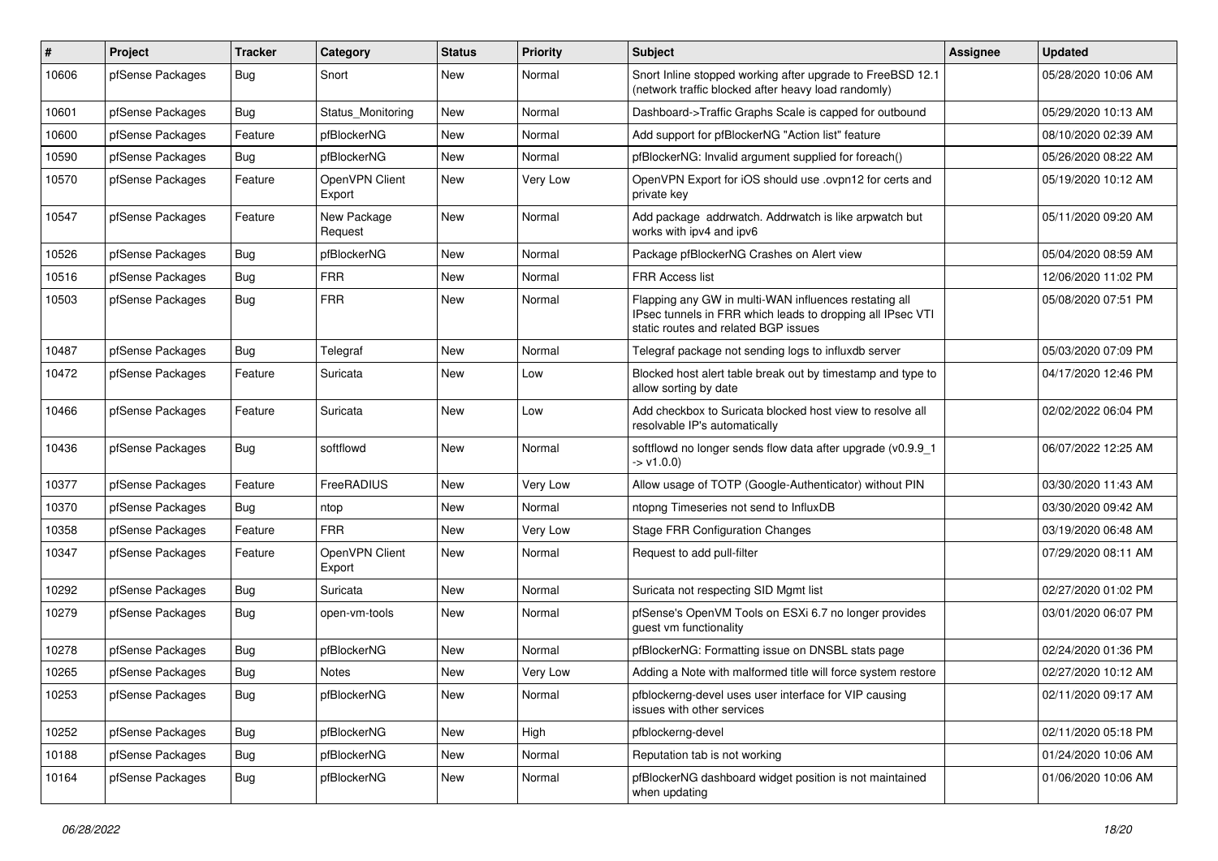| # | Project | Tracker | Category | Status | Priority | Subject | Assignee | Updated |
|---|---|---|---|---|---|---|---|---|
| 10606 | pfSense Packages | Bug | Snort | New | Normal | Snort Inline stopped working after upgrade to FreeBSD 12.1 (network traffic blocked after heavy load randomly) | | 05/28/2020 10:06 AM |
| 10601 | pfSense Packages | Bug | Status_Monitoring | New | Normal | Dashboard->Traffic Graphs Scale is capped for outbound | | 05/29/2020 10:13 AM |
| 10600 | pfSense Packages | Feature | pfBlockerNG | New | Normal | Add support for pfBlockerNG "Action list" feature | | 08/10/2020 02:39 AM |
| 10590 | pfSense Packages | Bug | pfBlockerNG | New | Normal | pfBlockerNG: Invalid argument supplied for foreach() | | 05/26/2020 08:22 AM |
| 10570 | pfSense Packages | Feature | OpenVPN Client Export | New | Very Low | OpenVPN Export for iOS should use .ovpn12 for certs and private key | | 05/19/2020 10:12 AM |
| 10547 | pfSense Packages | Feature | New Package Request | New | Normal | Add package addrwatch. Addrwatch is like arpwatch but works with ipv4 and ipv6 | | 05/11/2020 09:20 AM |
| 10526 | pfSense Packages | Bug | pfBlockerNG | New | Normal | Package pfBlockerNG Crashes on Alert view | | 05/04/2020 08:59 AM |
| 10516 | pfSense Packages | Bug | FRR | New | Normal | FRR Access list | | 12/06/2020 11:02 PM |
| 10503 | pfSense Packages | Bug | FRR | New | Normal | Flapping any GW in multi-WAN influences restating all IPsec tunnels in FRR which leads to dropping all IPsec VTI static routes and related BGP issues | | 05/08/2020 07:51 PM |
| 10487 | pfSense Packages | Bug | Telegraf | New | Normal | Telegraf package not sending logs to influxdb server | | 05/03/2020 07:09 PM |
| 10472 | pfSense Packages | Feature | Suricata | New | Low | Blocked host alert table break out by timestamp and type to allow sorting by date | | 04/17/2020 12:46 PM |
| 10466 | pfSense Packages | Feature | Suricata | New | Low | Add checkbox to Suricata blocked host view to resolve all resolvable IP's automatically | | 02/02/2022 06:04 PM |
| 10436 | pfSense Packages | Bug | softflowd | New | Normal | softflowd no longer sends flow data after upgrade (v0.9.9_1 -> v1.0.0) | | 06/07/2022 12:25 AM |
| 10377 | pfSense Packages | Feature | FreeRADIUS | New | Very Low | Allow usage of TOTP (Google-Authenticator) without PIN | | 03/30/2020 11:43 AM |
| 10370 | pfSense Packages | Bug | ntop | New | Normal | ntopng Timeseries not send to InfluxDB | | 03/30/2020 09:42 AM |
| 10358 | pfSense Packages | Feature | FRR | New | Very Low | Stage FRR Configuration Changes | | 03/19/2020 06:48 AM |
| 10347 | pfSense Packages | Feature | OpenVPN Client Export | New | Normal | Request to add pull-filter | | 07/29/2020 08:11 AM |
| 10292 | pfSense Packages | Bug | Suricata | New | Normal | Suricata not respecting SID Mgmt list | | 02/27/2020 01:02 PM |
| 10279 | pfSense Packages | Bug | open-vm-tools | New | Normal | pfSense's OpenVM Tools on ESXi 6.7 no longer provides guest vm functionality | | 03/01/2020 06:07 PM |
| 10278 | pfSense Packages | Bug | pfBlockerNG | New | Normal | pfBlockerNG: Formatting issue on DNSBL stats page | | 02/24/2020 01:36 PM |
| 10265 | pfSense Packages | Bug | Notes | New | Very Low | Adding a Note with malformed title will force system restore | | 02/27/2020 10:12 AM |
| 10253 | pfSense Packages | Bug | pfBlockerNG | New | Normal | pfblockerng-devel uses user interface for VIP causing issues with other services | | 02/11/2020 09:17 AM |
| 10252 | pfSense Packages | Bug | pfBlockerNG | New | High | pfblockerng-devel | | 02/11/2020 05:18 PM |
| 10188 | pfSense Packages | Bug | pfBlockerNG | New | Normal | Reputation tab is not working | | 01/24/2020 10:06 AM |
| 10164 | pfSense Packages | Bug | pfBlockerNG | New | Normal | pfBlockerNG dashboard widget position is not maintained when updating | | 01/06/2020 10:06 AM |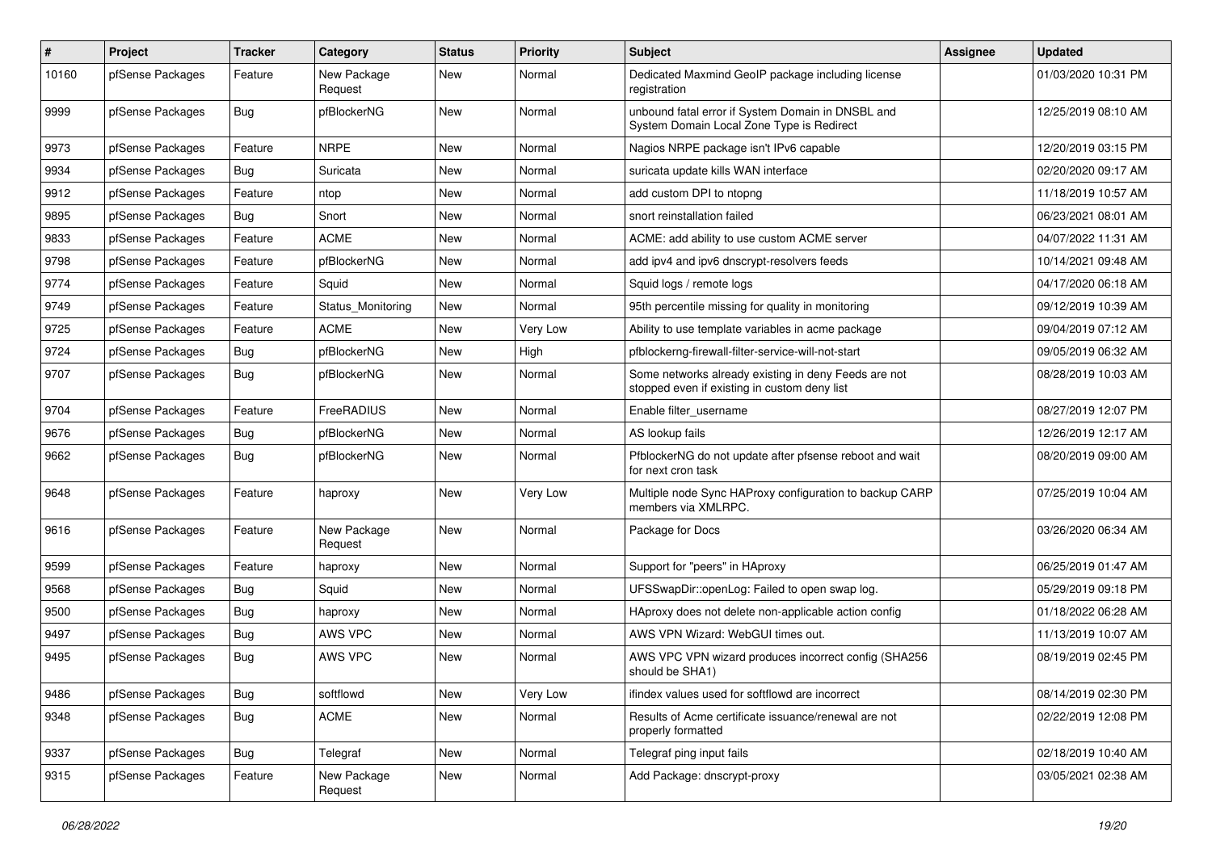| # | Project | Tracker | Category | Status | Priority | Subject | Assignee | Updated |
|---|---|---|---|---|---|---|---|---|
| 10160 | pfSense Packages | Feature | New Package Request | New | Normal | Dedicated Maxmind GeoIP package including license registration | | 01/03/2020 10:31 PM |
| 9999 | pfSense Packages | Bug | pfBlockerNG | New | Normal | unbound fatal error if System Domain in DNSBL and System Domain Local Zone Type is Redirect | | 12/25/2019 08:10 AM |
| 9973 | pfSense Packages | Feature | NRPE | New | Normal | Nagios NRPE package isn't IPv6 capable | | 12/20/2019 03:15 PM |
| 9934 | pfSense Packages | Bug | Suricata | New | Normal | suricata update kills WAN interface | | 02/20/2020 09:17 AM |
| 9912 | pfSense Packages | Feature | ntop | New | Normal | add custom DPI to ntopng | | 11/18/2019 10:57 AM |
| 9895 | pfSense Packages | Bug | Snort | New | Normal | snort reinstallation failed | | 06/23/2021 08:01 AM |
| 9833 | pfSense Packages | Feature | ACME | New | Normal | ACME: add ability to use custom ACME server | | 04/07/2022 11:31 AM |
| 9798 | pfSense Packages | Feature | pfBlockerNG | New | Normal | add ipv4 and ipv6 dnscrypt-resolvers feeds | | 10/14/2021 09:48 AM |
| 9774 | pfSense Packages | Feature | Squid | New | Normal | Squid logs / remote logs | | 04/17/2020 06:18 AM |
| 9749 | pfSense Packages | Feature | Status_Monitoring | New | Normal | 95th percentile missing for quality in monitoring | | 09/12/2019 10:39 AM |
| 9725 | pfSense Packages | Feature | ACME | New | Very Low | Ability to use template variables in acme package | | 09/04/2019 07:12 AM |
| 9724 | pfSense Packages | Bug | pfBlockerNG | New | High | pfblockerng-firewall-filter-service-will-not-start | | 09/05/2019 06:32 AM |
| 9707 | pfSense Packages | Bug | pfBlockerNG | New | Normal | Some networks already existing in deny Feeds are not stopped even if existing in custom deny list | | 08/28/2019 10:03 AM |
| 9704 | pfSense Packages | Feature | FreeRADIUS | New | Normal | Enable filter_username | | 08/27/2019 12:07 PM |
| 9676 | pfSense Packages | Bug | pfBlockerNG | New | Normal | AS lookup fails | | 12/26/2019 12:17 AM |
| 9662 | pfSense Packages | Bug | pfBlockerNG | New | Normal | PfblockerNG do not update after pfsense reboot and wait for next cron task | | 08/20/2019 09:00 AM |
| 9648 | pfSense Packages | Feature | haproxy | New | Very Low | Multiple node Sync HAProxy configuration to backup CARP members via XMLRPC. | | 07/25/2019 10:04 AM |
| 9616 | pfSense Packages | Feature | New Package Request | New | Normal | Package for Docs | | 03/26/2020 06:34 AM |
| 9599 | pfSense Packages | Feature | haproxy | New | Normal | Support for "peers" in HAproxy | | 06/25/2019 01:47 AM |
| 9568 | pfSense Packages | Bug | Squid | New | Normal | UFSSwapDir::openLog: Failed to open swap log. | | 05/29/2019 09:18 PM |
| 9500 | pfSense Packages | Bug | haproxy | New | Normal | HAproxy does not delete non-applicable action config | | 01/18/2022 06:28 AM |
| 9497 | pfSense Packages | Bug | AWS VPC | New | Normal | AWS VPN Wizard: WebGUI times out. | | 11/13/2019 10:07 AM |
| 9495 | pfSense Packages | Bug | AWS VPC | New | Normal | AWS VPC VPN wizard produces incorrect config (SHA256 should be SHA1) | | 08/19/2019 02:45 PM |
| 9486 | pfSense Packages | Bug | softflowd | New | Very Low | ifindex values used for softflowd are incorrect | | 08/14/2019 02:30 PM |
| 9348 | pfSense Packages | Bug | ACME | New | Normal | Results of Acme certificate issuance/renewal are not properly formatted | | 02/22/2019 12:08 PM |
| 9337 | pfSense Packages | Bug | Telegraf | New | Normal | Telegraf ping input fails | | 02/18/2019 10:40 AM |
| 9315 | pfSense Packages | Feature | New Package Request | New | Normal | Add Package: dnscrypt-proxy | | 03/05/2021 02:38 AM |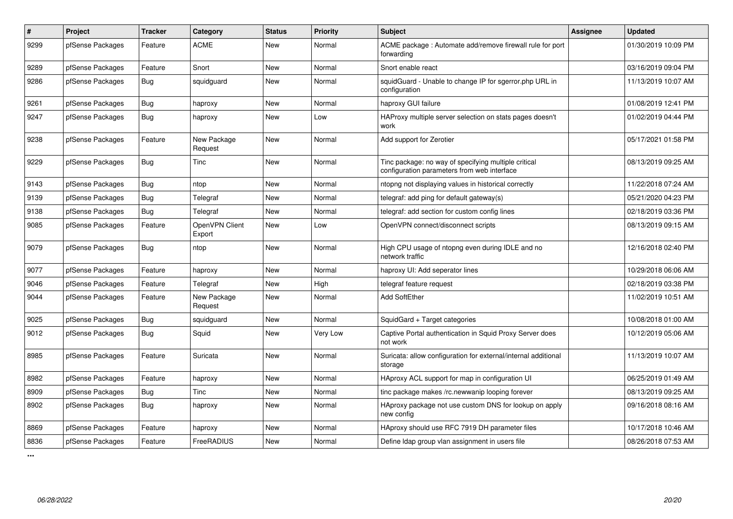| # | Project | Tracker | Category | Status | Priority | Subject | Assignee | Updated |
|---|---|---|---|---|---|---|---|---|
| 9299 | pfSense Packages | Feature | ACME | New | Normal | ACME package : Automate add/remove firewall rule for port forwarding | | 01/30/2019 10:09 PM |
| 9289 | pfSense Packages | Feature | Snort | New | Normal | Snort enable react | | 03/16/2019 09:04 PM |
| 9286 | pfSense Packages | Bug | squidguard | New | Normal | squidGuard - Unable to change IP for sgerror.php URL in configuration | | 11/13/2019 10:07 AM |
| 9261 | pfSense Packages | Bug | haproxy | New | Normal | haproxy GUI failure | | 01/08/2019 12:41 PM |
| 9247 | pfSense Packages | Bug | haproxy | New | Low | HAProxy multiple server selection on stats pages doesn't work | | 01/02/2019 04:44 PM |
| 9238 | pfSense Packages | Feature | New Package Request | New | Normal | Add support for Zerotier | | 05/17/2021 01:58 PM |
| 9229 | pfSense Packages | Bug | Tinc | New | Normal | Tinc package: no way of specifying multiple critical configuration parameters from web interface | | 08/13/2019 09:25 AM |
| 9143 | pfSense Packages | Bug | ntop | New | Normal | ntopng not displaying values in historical correctly | | 11/22/2018 07:24 AM |
| 9139 | pfSense Packages | Bug | Telegraf | New | Normal | telegraf: add ping for default gateway(s) | | 05/21/2020 04:23 PM |
| 9138 | pfSense Packages | Bug | Telegraf | New | Normal | telegraf: add section for custom config lines | | 02/18/2019 03:36 PM |
| 9085 | pfSense Packages | Feature | OpenVPN Client Export | New | Low | OpenVPN connect/disconnect scripts | | 08/13/2019 09:15 AM |
| 9079 | pfSense Packages | Bug | ntop | New | Normal | High CPU usage of ntopng even during IDLE and no network traffic | | 12/16/2018 02:40 PM |
| 9077 | pfSense Packages | Feature | haproxy | New | Normal | haproxy UI: Add seperator lines | | 10/29/2018 06:06 AM |
| 9046 | pfSense Packages | Feature | Telegraf | New | High | telegraf feature request | | 02/18/2019 03:38 PM |
| 9044 | pfSense Packages | Feature | New Package Request | New | Normal | Add SoftEther | | 11/02/2019 10:51 AM |
| 9025 | pfSense Packages | Bug | squidguard | New | Normal | SquidGard + Target categories | | 10/08/2018 01:00 AM |
| 9012 | pfSense Packages | Bug | Squid | New | Very Low | Captive Portal authentication in Squid Proxy Server does not work | | 10/12/2019 05:06 AM |
| 8985 | pfSense Packages | Feature | Suricata | New | Normal | Suricata: allow configuration for external/internal additional storage | | 11/13/2019 10:07 AM |
| 8982 | pfSense Packages | Feature | haproxy | New | Normal | HAproxy ACL support for map in configuration UI | | 06/25/2019 01:49 AM |
| 8909 | pfSense Packages | Bug | Tinc | New | Normal | tinc package makes /rc.newwanip looping forever | | 08/13/2019 09:25 AM |
| 8902 | pfSense Packages | Bug | haproxy | New | Normal | HAproxy package not use custom DNS for lookup on apply new config | | 09/16/2018 08:16 AM |
| 8869 | pfSense Packages | Feature | haproxy | New | Normal | HAproxy should use RFC 7919 DH parameter files | | 10/17/2018 10:46 AM |
| 8836 | pfSense Packages | Feature | FreeRADIUS | New | Normal | Define ldap group vlan assignment in users file | | 08/26/2018 07:53 AM |

...